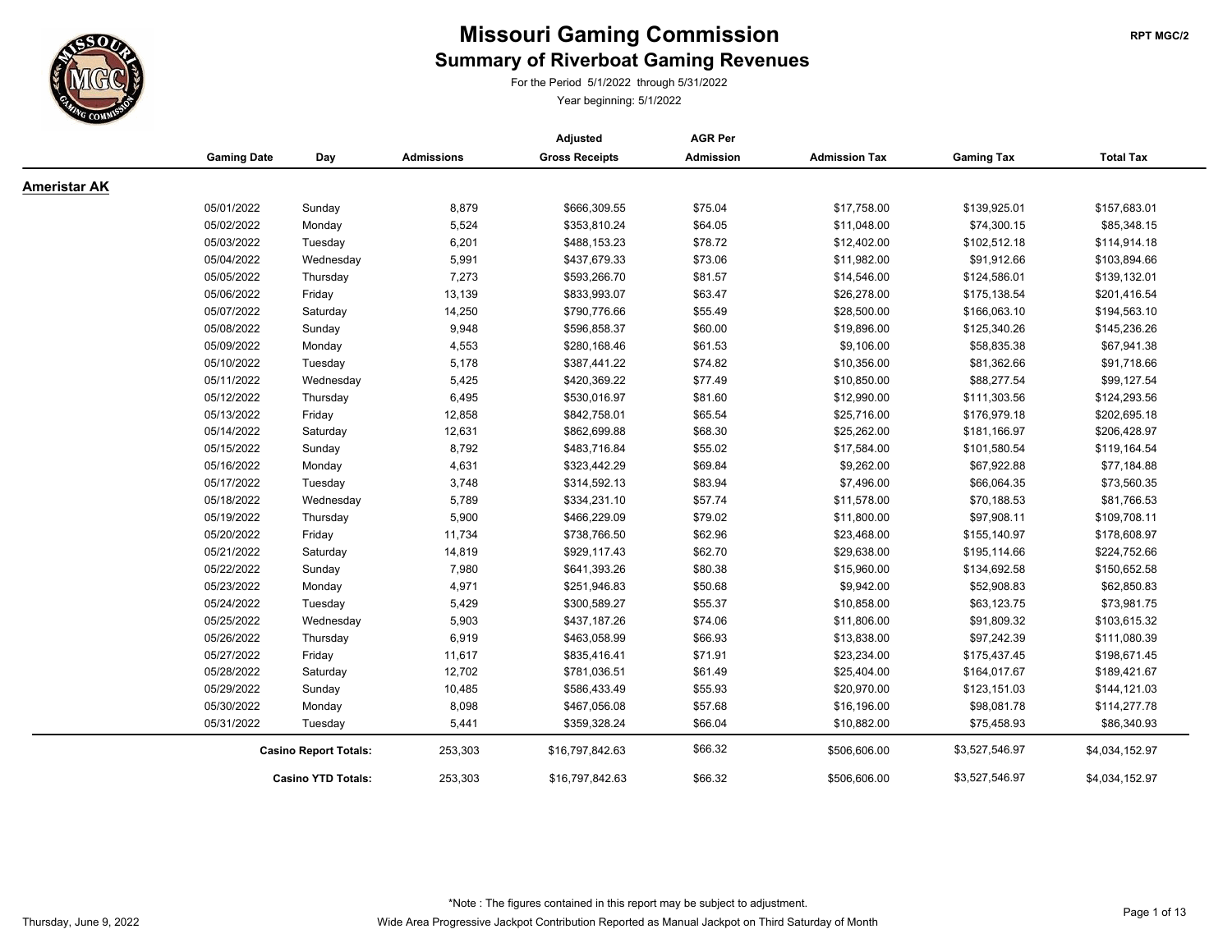# Missouri Gaming Commission

## Summary of Riverboat Gaming Revenues

For the Period 5/1/2022 through 5/31/2022

Year beginning: 5/1/2022

RPT MGC/2

### Ameristar AK

| Gaming Date | Day | Admissions | Adjusted Gross Receipts | AGR Per Admission | Admission Tax | Gaming Tax | Total Tax |
|---|---|---|---|---|---|---|---|
| 05/01/2022 | Sunday | 8,879 | $666,309.55 | $75.04 | $17,758.00 | $139,925.01 | $157,683.01 |
| 05/02/2022 | Monday | 5,524 | $353,810.24 | $64.05 | $11,048.00 | $74,300.15 | $85,348.15 |
| 05/03/2022 | Tuesday | 6,201 | $488,153.23 | $78.72 | $12,402.00 | $102,512.18 | $114,914.18 |
| 05/04/2022 | Wednesday | 5,991 | $437,679.33 | $73.06 | $11,982.00 | $91,912.66 | $103,894.66 |
| 05/05/2022 | Thursday | 7,273 | $593,266.70 | $81.57 | $14,546.00 | $124,586.01 | $139,132.01 |
| 05/06/2022 | Friday | 13,139 | $833,993.07 | $63.47 | $26,278.00 | $175,138.54 | $201,416.54 |
| 05/07/2022 | Saturday | 14,250 | $790,776.66 | $55.49 | $28,500.00 | $166,063.10 | $194,563.10 |
| 05/08/2022 | Sunday | 9,948 | $596,858.37 | $60.00 | $19,896.00 | $125,340.26 | $145,236.26 |
| 05/09/2022 | Monday | 4,553 | $280,168.46 | $61.53 | $9,106.00 | $58,835.38 | $67,941.38 |
| 05/10/2022 | Tuesday | 5,178 | $387,441.22 | $74.82 | $10,356.00 | $81,362.66 | $91,718.66 |
| 05/11/2022 | Wednesday | 5,425 | $420,369.22 | $77.49 | $10,850.00 | $88,277.54 | $99,127.54 |
| 05/12/2022 | Thursday | 6,495 | $530,016.97 | $81.60 | $12,990.00 | $111,303.56 | $124,293.56 |
| 05/13/2022 | Friday | 12,858 | $842,758.01 | $65.54 | $25,716.00 | $176,979.18 | $202,695.18 |
| 05/14/2022 | Saturday | 12,631 | $862,699.88 | $68.30 | $25,262.00 | $181,166.97 | $206,428.97 |
| 05/15/2022 | Sunday | 8,792 | $483,716.84 | $55.02 | $17,584.00 | $101,580.54 | $119,164.54 |
| 05/16/2022 | Monday | 4,631 | $323,442.29 | $69.84 | $9,262.00 | $67,922.88 | $77,184.88 |
| 05/17/2022 | Tuesday | 3,748 | $314,592.13 | $83.94 | $7,496.00 | $66,064.35 | $73,560.35 |
| 05/18/2022 | Wednesday | 5,789 | $334,231.10 | $57.74 | $11,578.00 | $70,188.53 | $81,766.53 |
| 05/19/2022 | Thursday | 5,900 | $466,229.09 | $79.02 | $11,800.00 | $97,908.11 | $109,708.11 |
| 05/20/2022 | Friday | 11,734 | $738,766.50 | $62.96 | $23,468.00 | $155,140.97 | $178,608.97 |
| 05/21/2022 | Saturday | 14,819 | $929,117.43 | $62.70 | $29,638.00 | $195,114.66 | $224,752.66 |
| 05/22/2022 | Sunday | 7,980 | $641,393.26 | $80.38 | $15,960.00 | $134,692.58 | $150,652.58 |
| 05/23/2022 | Monday | 4,971 | $251,946.83 | $50.68 | $9,942.00 | $52,908.83 | $62,850.83 |
| 05/24/2022 | Tuesday | 5,429 | $300,589.27 | $55.37 | $10,858.00 | $63,123.75 | $73,981.75 |
| 05/25/2022 | Wednesday | 5,903 | $437,187.26 | $74.06 | $11,806.00 | $91,809.32 | $103,615.32 |
| 05/26/2022 | Thursday | 6,919 | $463,058.99 | $66.93 | $13,838.00 | $97,242.39 | $111,080.39 |
| 05/27/2022 | Friday | 11,617 | $835,416.41 | $71.91 | $23,234.00 | $175,437.45 | $198,671.45 |
| 05/28/2022 | Saturday | 12,702 | $781,036.51 | $61.49 | $25,404.00 | $164,017.67 | $189,421.67 |
| 05/29/2022 | Sunday | 10,485 | $586,433.49 | $55.93 | $20,970.00 | $123,151.03 | $144,121.03 |
| 05/30/2022 | Monday | 8,098 | $467,056.08 | $57.68 | $16,196.00 | $98,081.78 | $114,277.78 |
| 05/31/2022 | Tuesday | 5,441 | $359,328.24 | $66.04 | $10,882.00 | $75,458.93 | $86,340.93 |
| | **Casino Report Totals:** | 253,303 | $16,797,842.63 | $66.32 | $506,606.00 | $3,527,546.97 | $4,034,152.97 |
| | **Casino YTD Totals:** | 253,303 | $16,797,842.63 | $66.32 | $506,606.00 | $3,527,546.97 | $4,034,152.97 |

*Note : The figures contained in this report may be subject to adjustment.

Wide Area Progressive Jackpot Contribution Reported as Manual Jackpot on Third Saturday of Month

Thursday, June 9, 2022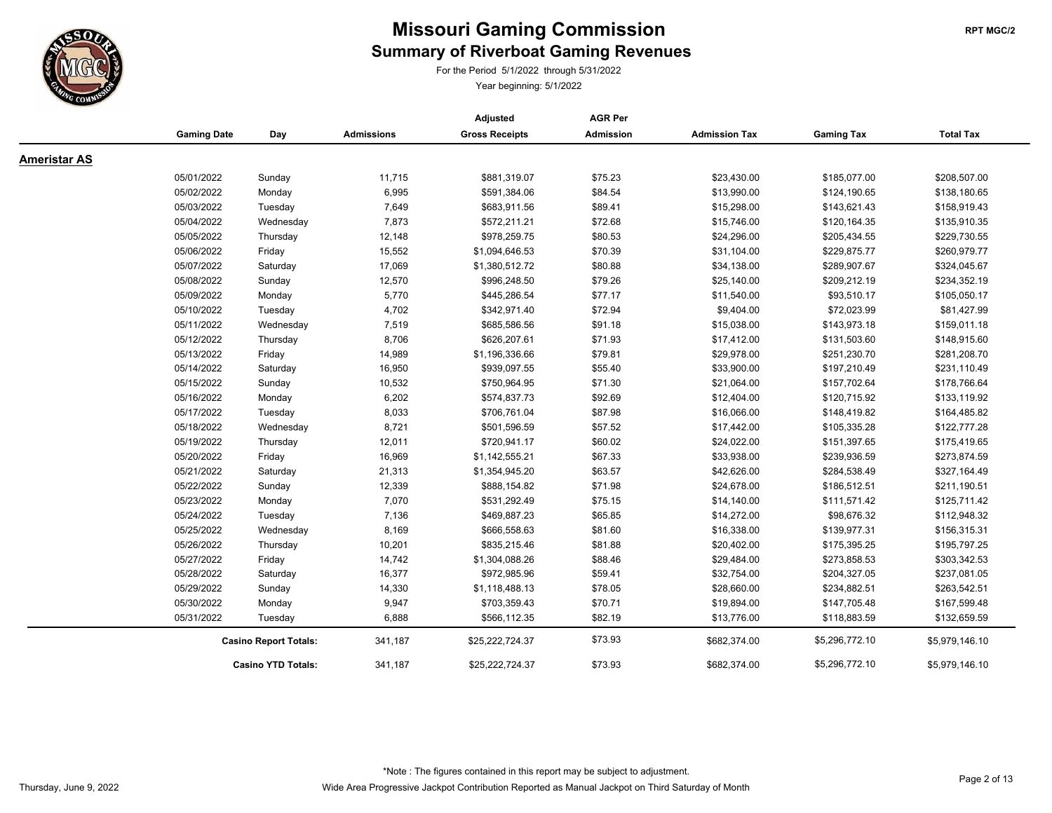# Missouri Gaming Commission

## Summary of Riverboat Gaming Revenues

For the Period 5/1/2022 through 5/31/2022

Year beginning: 5/1/2022

### Ameristar AS

| Gaming Date | Day | Admissions | Adjusted Gross Receipts | AGR Per Admission | Admission Tax | Gaming Tax | Total Tax |
|---|---|---|---|---|---|---|---|
| 05/01/2022 | Sunday | 11,715 | $881,319.07 | $75.23 | $23,430.00 | $185,077.00 | $208,507.00 |
| 05/02/2022 | Monday | 6,995 | $591,384.06 | $84.54 | $13,990.00 | $124,190.65 | $138,180.65 |
| 05/03/2022 | Tuesday | 7,649 | $683,911.56 | $89.41 | $15,298.00 | $143,621.43 | $158,919.43 |
| 05/04/2022 | Wednesday | 7,873 | $572,211.21 | $72.68 | $15,746.00 | $120,164.35 | $135,910.35 |
| 05/05/2022 | Thursday | 12,148 | $978,259.75 | $80.53 | $24,296.00 | $205,434.55 | $229,730.55 |
| 05/06/2022 | Friday | 15,552 | $1,094,646.53 | $70.39 | $31,104.00 | $229,875.77 | $260,979.77 |
| 05/07/2022 | Saturday | 17,069 | $1,380,512.72 | $80.88 | $34,138.00 | $289,907.67 | $324,045.67 |
| 05/08/2022 | Sunday | 12,570 | $996,248.50 | $79.26 | $25,140.00 | $209,212.19 | $234,352.19 |
| 05/09/2022 | Monday | 5,770 | $445,286.54 | $77.17 | $11,540.00 | $93,510.17 | $105,050.17 |
| 05/10/2022 | Tuesday | 4,702 | $342,971.40 | $72.94 | $9,404.00 | $72,023.99 | $81,427.99 |
| 05/11/2022 | Wednesday | 7,519 | $685,586.56 | $91.18 | $15,038.00 | $143,973.18 | $159,011.18 |
| 05/12/2022 | Thursday | 8,706 | $626,207.61 | $71.93 | $17,412.00 | $131,503.60 | $148,915.60 |
| 05/13/2022 | Friday | 14,989 | $1,196,336.66 | $79.81 | $29,978.00 | $251,230.70 | $281,208.70 |
| 05/14/2022 | Saturday | 16,950 | $939,097.55 | $55.40 | $33,900.00 | $197,210.49 | $231,110.49 |
| 05/15/2022 | Sunday | 10,532 | $750,964.95 | $71.30 | $21,064.00 | $157,702.64 | $178,766.64 |
| 05/16/2022 | Monday | 6,202 | $574,837.73 | $92.69 | $12,404.00 | $120,715.92 | $133,119.92 |
| 05/17/2022 | Tuesday | 8,033 | $706,761.04 | $87.98 | $16,066.00 | $148,419.82 | $164,485.82 |
| 05/18/2022 | Wednesday | 8,721 | $501,596.59 | $57.52 | $17,442.00 | $105,335.28 | $122,777.28 |
| 05/19/2022 | Thursday | 12,011 | $720,941.17 | $60.02 | $24,022.00 | $151,397.65 | $175,419.65 |
| 05/20/2022 | Friday | 16,969 | $1,142,555.21 | $67.33 | $33,938.00 | $239,936.59 | $273,874.59 |
| 05/21/2022 | Saturday | 21,313 | $1,354,945.20 | $63.57 | $42,626.00 | $284,538.49 | $327,164.49 |
| 05/22/2022 | Sunday | 12,339 | $888,154.82 | $71.98 | $24,678.00 | $186,512.51 | $211,190.51 |
| 05/23/2022 | Monday | 7,070 | $531,292.49 | $75.15 | $14,140.00 | $111,571.42 | $125,711.42 |
| 05/24/2022 | Tuesday | 7,136 | $469,887.23 | $65.85 | $14,272.00 | $98,676.32 | $112,948.32 |
| 05/25/2022 | Wednesday | 8,169 | $666,558.63 | $81.60 | $16,338.00 | $139,977.31 | $156,315.31 |
| 05/26/2022 | Thursday | 10,201 | $835,215.46 | $81.88 | $20,402.00 | $175,395.25 | $195,797.25 |
| 05/27/2022 | Friday | 14,742 | $1,304,088.26 | $88.46 | $29,484.00 | $273,858.53 | $303,342.53 |
| 05/28/2022 | Saturday | 16,377 | $972,985.96 | $59.41 | $32,754.00 | $204,327.05 | $237,081.05 |
| 05/29/2022 | Sunday | 14,330 | $1,118,488.13 | $78.05 | $28,660.00 | $234,882.51 | $263,542.51 |
| 05/30/2022 | Monday | 9,947 | $703,359.43 | $70.71 | $19,894.00 | $147,705.48 | $167,599.48 |
| 05/31/2022 | Tuesday | 6,888 | $566,112.35 | $82.19 | $13,776.00 | $118,883.59 | $132,659.59 |
| | **Casino Report Totals:** | 341,187 | $25,222,724.37 | $73.93 | $682,374.00 | $5,296,772.10 | $5,979,146.10 |
| | **Casino YTD Totals:** | 341,187 | $25,222,724.37 | $73.93 | $682,374.00 | $5,296,772.10 | $5,979,146.10 |

*Note : The figures contained in this report may be subject to adjustment.

Wide Area Progressive Jackpot Contribution Reported as Manual Jackpot on Third Saturday of Month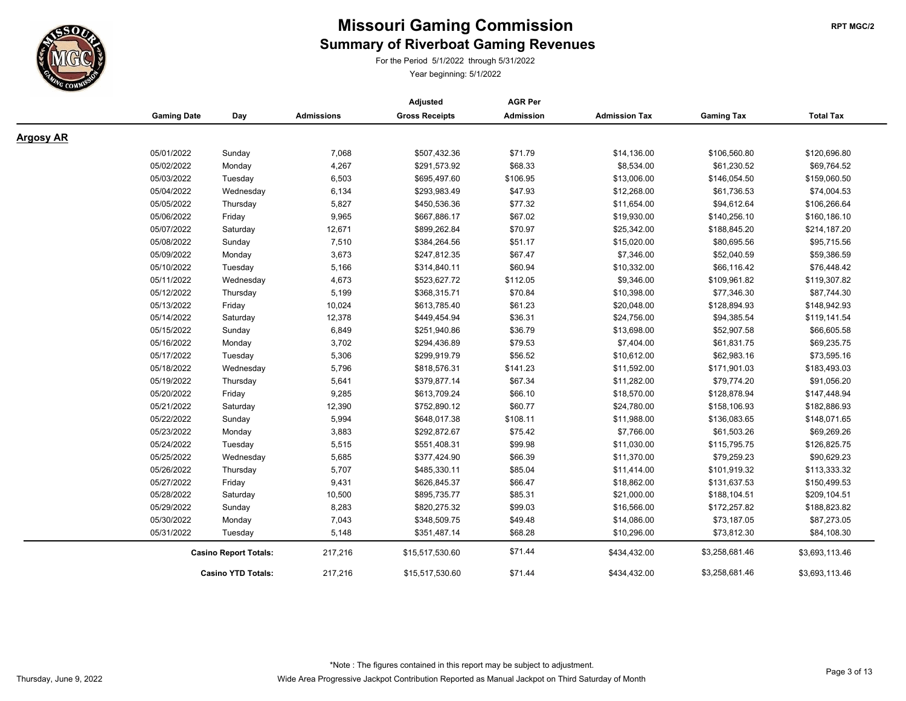# Missouri Gaming Commission

## Summary of Riverboat Gaming Revenues

For the Period 5/1/2022 through 5/31/2022

Year beginning: 5/1/2022

RPT MGC/2

### Argosy AR

| Gaming Date | Day | Admissions | Adjusted Gross Receipts | AGR Per Admission | Admission Tax | Gaming Tax | Total Tax |
|---|---|---|---|---|---|---|---|
| 05/01/2022 | Sunday | 7,068 | $507,432.36 | $71.79 | $14,136.00 | $106,560.80 | $120,696.80 |
| 05/02/2022 | Monday | 4,267 | $291,573.92 | $68.33 | $8,534.00 | $61,230.52 | $69,764.52 |
| 05/03/2022 | Tuesday | 6,503 | $695,497.60 | $106.95 | $13,006.00 | $146,054.50 | $159,060.50 |
| 05/04/2022 | Wednesday | 6,134 | $293,983.49 | $47.93 | $12,268.00 | $61,736.53 | $74,004.53 |
| 05/05/2022 | Thursday | 5,827 | $450,536.36 | $77.32 | $11,654.00 | $94,612.64 | $106,266.64 |
| 05/06/2022 | Friday | 9,965 | $667,886.17 | $67.02 | $19,930.00 | $140,256.10 | $160,186.10 |
| 05/07/2022 | Saturday | 12,671 | $899,262.84 | $70.97 | $25,342.00 | $188,845.20 | $214,187.20 |
| 05/08/2022 | Sunday | 7,510 | $384,264.56 | $51.17 | $15,020.00 | $80,695.56 | $95,715.56 |
| 05/09/2022 | Monday | 3,673 | $247,812.35 | $67.47 | $7,346.00 | $52,040.59 | $59,386.59 |
| 05/10/2022 | Tuesday | 5,166 | $314,840.11 | $60.94 | $10,332.00 | $66,116.42 | $76,448.42 |
| 05/11/2022 | Wednesday | 4,673 | $523,627.72 | $112.05 | $9,346.00 | $109,961.82 | $119,307.82 |
| 05/12/2022 | Thursday | 5,199 | $368,315.71 | $70.84 | $10,398.00 | $77,346.30 | $87,744.30 |
| 05/13/2022 | Friday | 10,024 | $613,785.40 | $61.23 | $20,048.00 | $128,894.93 | $148,942.93 |
| 05/14/2022 | Saturday | 12,378 | $449,454.94 | $36.31 | $24,756.00 | $94,385.54 | $119,141.54 |
| 05/15/2022 | Sunday | 6,849 | $251,940.86 | $36.79 | $13,698.00 | $52,907.58 | $66,605.58 |
| 05/16/2022 | Monday | 3,702 | $294,436.89 | $79.53 | $7,404.00 | $61,831.75 | $69,235.75 |
| 05/17/2022 | Tuesday | 5,306 | $299,919.79 | $56.52 | $10,612.00 | $62,983.16 | $73,595.16 |
| 05/18/2022 | Wednesday | 5,796 | $818,576.31 | $141.23 | $11,592.00 | $171,901.03 | $183,493.03 |
| 05/19/2022 | Thursday | 5,641 | $379,877.14 | $67.34 | $11,282.00 | $79,774.20 | $91,056.20 |
| 05/20/2022 | Friday | 9,285 | $613,709.24 | $66.10 | $18,570.00 | $128,878.94 | $147,448.94 |
| 05/21/2022 | Saturday | 12,390 | $752,890.12 | $60.77 | $24,780.00 | $158,106.93 | $182,886.93 |
| 05/22/2022 | Sunday | 5,994 | $648,017.38 | $108.11 | $11,988.00 | $136,083.65 | $148,071.65 |
| 05/23/2022 | Monday | 3,883 | $292,872.67 | $75.42 | $7,766.00 | $61,503.26 | $69,269.26 |
| 05/24/2022 | Tuesday | 5,515 | $551,408.31 | $99.98 | $11,030.00 | $115,795.75 | $126,825.75 |
| 05/25/2022 | Wednesday | 5,685 | $377,424.90 | $66.39 | $11,370.00 | $79,259.23 | $90,629.23 |
| 05/26/2022 | Thursday | 5,707 | $485,330.11 | $85.04 | $11,414.00 | $101,919.32 | $113,333.32 |
| 05/27/2022 | Friday | 9,431 | $626,845.37 | $66.47 | $18,862.00 | $131,637.53 | $150,499.53 |
| 05/28/2022 | Saturday | 10,500 | $895,735.77 | $85.31 | $21,000.00 | $188,104.51 | $209,104.51 |
| 05/29/2022 | Sunday | 8,283 | $820,275.32 | $99.03 | $16,566.00 | $172,257.82 | $188,823.82 |
| 05/30/2022 | Monday | 7,043 | $348,509.75 | $49.48 | $14,086.00 | $73,187.05 | $87,273.05 |
| 05/31/2022 | Tuesday | 5,148 | $351,487.14 | $68.28 | $10,296.00 | $73,812.30 | $84,108.30 |
| | **Casino Report Totals:** | 217,216 | $15,517,530.60 | $71.44 | $434,432.00 | $3,258,681.46 | $3,693,113.46 |
| | **Casino YTD Totals:** | 217,216 | $15,517,530.60 | $71.44 | $434,432.00 | $3,258,681.46 | $3,693,113.46 |

*Note : The figures contained in this report may be subject to adjustment.

Wide Area Progressive Jackpot Contribution Reported as Manual Jackpot on Third Saturday of Month

Thursday, June 9, 2022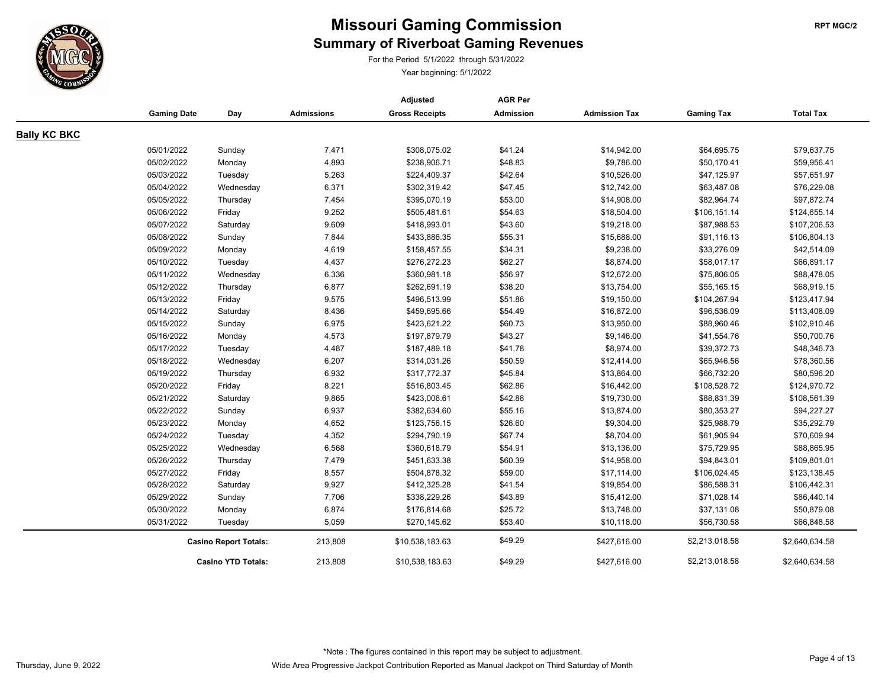# Missouri Gaming Commission

## Summary of Riverboat Gaming Revenues

For the Period 5/1/2022 through 5/31/2022

Year beginning: 5/1/2022

RPT MGC/2

### Bally KC BKC

| Gaming Date | Day | Admissions | Adjusted Gross Receipts | AGR Per Admission | Admission Tax | Gaming Tax | Total Tax |
|---|---|---|---|---|---|---|---|
| 05/01/2022 | Sunday | 7,471 | $308,075.02 | $41.24 | $14,942.00 | $64,695.75 | $79,637.75 |
| 05/02/2022 | Monday | 4,893 | $238,906.71 | $48.83 | $9,786.00 | $50,170.41 | $59,956.41 |
| 05/03/2022 | Tuesday | 5,263 | $224,409.37 | $42.64 | $10,526.00 | $47,125.97 | $57,651.97 |
| 05/04/2022 | Wednesday | 6,371 | $302,319.42 | $47.45 | $12,742.00 | $63,487.08 | $76,229.08 |
| 05/05/2022 | Thursday | 7,454 | $395,070.19 | $53.00 | $14,908.00 | $82,964.74 | $97,872.74 |
| 05/06/2022 | Friday | 9,252 | $505,481.61 | $54.63 | $18,504.00 | $106,151.14 | $124,655.14 |
| 05/07/2022 | Saturday | 9,609 | $418,993.01 | $43.60 | $19,218.00 | $87,988.53 | $107,206.53 |
| 05/08/2022 | Sunday | 7,844 | $433,886.35 | $55.31 | $15,688.00 | $91,116.13 | $106,804.13 |
| 05/09/2022 | Monday | 4,619 | $158,457.55 | $34.31 | $9,238.00 | $33,276.09 | $42,514.09 |
| 05/10/2022 | Tuesday | 4,437 | $276,272.23 | $62.27 | $8,874.00 | $58,017.17 | $66,891.17 |
| 05/11/2022 | Wednesday | 6,336 | $360,981.18 | $56.97 | $12,672.00 | $75,806.05 | $88,478.05 |
| 05/12/2022 | Thursday | 6,877 | $262,691.19 | $38.20 | $13,754.00 | $55,165.15 | $68,919.15 |
| 05/13/2022 | Friday | 9,575 | $496,513.99 | $51.86 | $19,150.00 | $104,267.94 | $123,417.94 |
| 05/14/2022 | Saturday | 8,436 | $459,695.66 | $54.49 | $16,872.00 | $96,536.09 | $113,408.09 |
| 05/15/2022 | Sunday | 6,975 | $423,621.22 | $60.73 | $13,950.00 | $88,960.46 | $102,910.46 |
| 05/16/2022 | Monday | 4,573 | $197,879.79 | $43.27 | $9,146.00 | $41,554.76 | $50,700.76 |
| 05/17/2022 | Tuesday | 4,487 | $187,489.18 | $41.78 | $8,974.00 | $39,372.73 | $48,346.73 |
| 05/18/2022 | Wednesday | 6,207 | $314,031.26 | $50.59 | $12,414.00 | $65,946.56 | $78,360.56 |
| 05/19/2022 | Thursday | 6,932 | $317,772.37 | $45.84 | $13,864.00 | $66,732.20 | $80,596.20 |
| 05/20/2022 | Friday | 8,221 | $516,803.45 | $62.86 | $16,442.00 | $108,528.72 | $124,970.72 |
| 05/21/2022 | Saturday | 9,865 | $423,006.61 | $42.88 | $19,730.00 | $88,831.39 | $108,561.39 |
| 05/22/2022 | Sunday | 6,937 | $382,634.60 | $55.16 | $13,874.00 | $80,353.27 | $94,227.27 |
| 05/23/2022 | Monday | 4,652 | $123,756.15 | $26.60 | $9,304.00 | $25,988.79 | $35,292.79 |
| 05/24/2022 | Tuesday | 4,352 | $294,790.19 | $67.74 | $8,704.00 | $61,905.94 | $70,609.94 |
| 05/25/2022 | Wednesday | 6,568 | $360,618.79 | $54.91 | $13,136.00 | $75,729.95 | $88,865.95 |
| 05/26/2022 | Thursday | 7,479 | $451,633.38 | $60.39 | $14,958.00 | $94,843.01 | $109,801.01 |
| 05/27/2022 | Friday | 8,557 | $504,878.32 | $59.00 | $17,114.00 | $106,024.45 | $123,138.45 |
| 05/28/2022 | Saturday | 9,927 | $412,325.28 | $41.54 | $19,854.00 | $86,588.31 | $106,442.31 |
| 05/29/2022 | Sunday | 7,706 | $338,229.26 | $43.89 | $15,412.00 | $71,028.14 | $86,440.14 |
| 05/30/2022 | Monday | 6,874 | $176,814.68 | $25.72 | $13,748.00 | $37,131.08 | $50,879.08 |
| 05/31/2022 | Tuesday | 5,059 | $270,145.62 | $53.40 | $10,118.00 | $56,730.58 | $66,848.58 |
| | **Casino Report Totals:** | 213,808 | $10,538,183.63 | $49.29 | $427,616.00 | $2,213,018.58 | $2,640,634.58 |
| | **Casino YTD Totals:** | 213,808 | $10,538,183.63 | $49.29 | $427,616.00 | $2,213,018.58 | $2,640,634.58 |

*Note : The figures contained in this report may be subject to adjustment.

Wide Area Progressive Jackpot Contribution Reported as Manual Jackpot on Third Saturday of Month

Thursday, June 9, 2022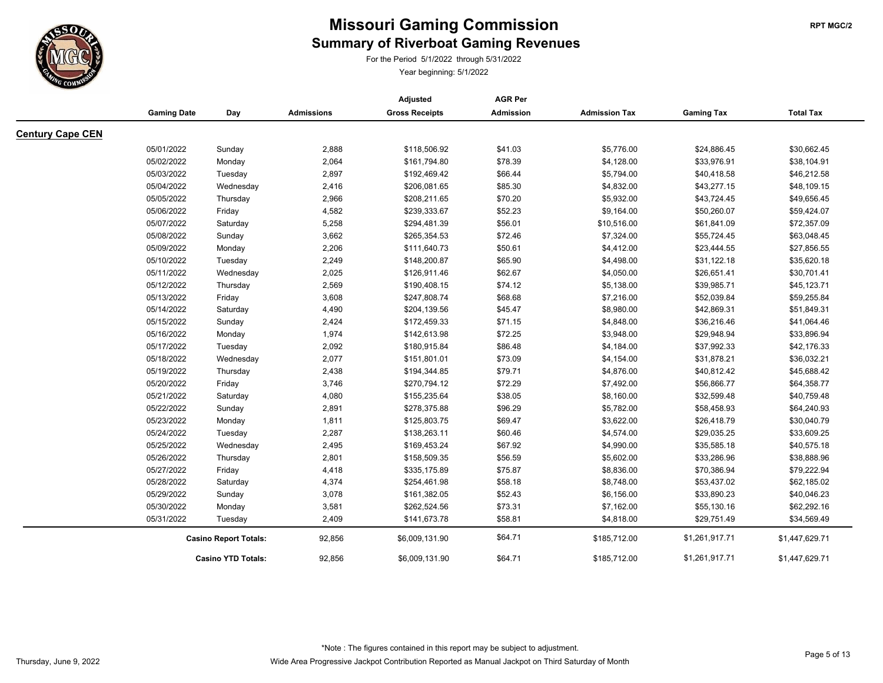# Missouri Gaming Commission

## Summary of Riverboat Gaming Revenues

For the Period 5/1/2022 through 5/31/2022

Year beginning: 5/1/2022

RPT MGC/2

### Century Cape CEN

| Gaming Date | Day | Admissions | Adjusted Gross Receipts | AGR Per Admission | Admission Tax | Gaming Tax | Total Tax |
|---|---|---|---|---|---|---|---|
| 05/01/2022 | Sunday | 2,888 | $118,506.92 | $41.03 | $5,776.00 | $24,886.45 | $30,662.45 |
| 05/02/2022 | Monday | 2,064 | $161,794.80 | $78.39 | $4,128.00 | $33,976.91 | $38,104.91 |
| 05/03/2022 | Tuesday | 2,897 | $192,469.42 | $66.44 | $5,794.00 | $40,418.58 | $46,212.58 |
| 05/04/2022 | Wednesday | 2,416 | $206,081.65 | $85.30 | $4,832.00 | $43,277.15 | $48,109.15 |
| 05/05/2022 | Thursday | 2,966 | $208,211.65 | $70.20 | $5,932.00 | $43,724.45 | $49,656.45 |
| 05/06/2022 | Friday | 4,582 | $239,333.67 | $52.23 | $9,164.00 | $50,260.07 | $59,424.07 |
| 05/07/2022 | Saturday | 5,258 | $294,481.39 | $56.01 | $10,516.00 | $61,841.09 | $72,357.09 |
| 05/08/2022 | Sunday | 3,662 | $265,354.53 | $72.46 | $7,324.00 | $55,724.45 | $63,048.45 |
| 05/09/2022 | Monday | 2,206 | $111,640.73 | $50.61 | $4,412.00 | $23,444.55 | $27,856.55 |
| 05/10/2022 | Tuesday | 2,249 | $148,200.87 | $65.90 | $4,498.00 | $31,122.18 | $35,620.18 |
| 05/11/2022 | Wednesday | 2,025 | $126,911.46 | $62.67 | $4,050.00 | $26,651.41 | $30,701.41 |
| 05/12/2022 | Thursday | 2,569 | $190,408.15 | $74.12 | $5,138.00 | $39,985.71 | $45,123.71 |
| 05/13/2022 | Friday | 3,608 | $247,808.74 | $68.68 | $7,216.00 | $52,039.84 | $59,255.84 |
| 05/14/2022 | Saturday | 4,490 | $204,139.56 | $45.47 | $8,980.00 | $42,869.31 | $51,849.31 |
| 05/15/2022 | Sunday | 2,424 | $172,459.33 | $71.15 | $4,848.00 | $36,216.46 | $41,064.46 |
| 05/16/2022 | Monday | 1,974 | $142,613.98 | $72.25 | $3,948.00 | $29,948.94 | $33,896.94 |
| 05/17/2022 | Tuesday | 2,092 | $180,915.84 | $86.48 | $4,184.00 | $37,992.33 | $42,176.33 |
| 05/18/2022 | Wednesday | 2,077 | $151,801.01 | $73.09 | $4,154.00 | $31,878.21 | $36,032.21 |
| 05/19/2022 | Thursday | 2,438 | $194,344.85 | $79.71 | $4,876.00 | $40,812.42 | $45,688.42 |
| 05/20/2022 | Friday | 3,746 | $270,794.12 | $72.29 | $7,492.00 | $56,866.77 | $64,358.77 |
| 05/21/2022 | Saturday | 4,080 | $155,235.64 | $38.05 | $8,160.00 | $32,599.48 | $40,759.48 |
| 05/22/2022 | Sunday | 2,891 | $278,375.88 | $96.29 | $5,782.00 | $58,458.93 | $64,240.93 |
| 05/23/2022 | Monday | 1,811 | $125,803.75 | $69.47 | $3,622.00 | $26,418.79 | $30,040.79 |
| 05/24/2022 | Tuesday | 2,287 | $138,263.11 | $60.46 | $4,574.00 | $29,035.25 | $33,609.25 |
| 05/25/2022 | Wednesday | 2,495 | $169,453.24 | $67.92 | $4,990.00 | $35,585.18 | $40,575.18 |
| 05/26/2022 | Thursday | 2,801 | $158,509.35 | $56.59 | $5,602.00 | $33,286.96 | $38,888.96 |
| 05/27/2022 | Friday | 4,418 | $335,175.89 | $75.87 | $8,836.00 | $70,386.94 | $79,222.94 |
| 05/28/2022 | Saturday | 4,374 | $254,461.98 | $58.18 | $8,748.00 | $53,437.02 | $62,185.02 |
| 05/29/2022 | Sunday | 3,078 | $161,382.05 | $52.43 | $6,156.00 | $33,890.23 | $40,046.23 |
| 05/30/2022 | Monday | 3,581 | $262,524.56 | $73.31 | $7,162.00 | $55,130.16 | $62,292.16 |
| 05/31/2022 | Tuesday | 2,409 | $141,673.78 | $58.81 | $4,818.00 | $29,751.49 | $34,569.49 |
| | **Casino Report Totals:** | 92,856 | $6,009,131.90 | $64.71 | $185,712.00 | $1,261,917.71 | $1,447,629.71 |
| | **Casino YTD Totals:** | 92,856 | $6,009,131.90 | $64.71 | $185,712.00 | $1,261,917.71 | $1,447,629.71 |

*Note : The figures contained in this report may be subject to adjustment.

Wide Area Progressive Jackpot Contribution Reported as Manual Jackpot on Third Saturday of Month

Thursday, June 9, 2022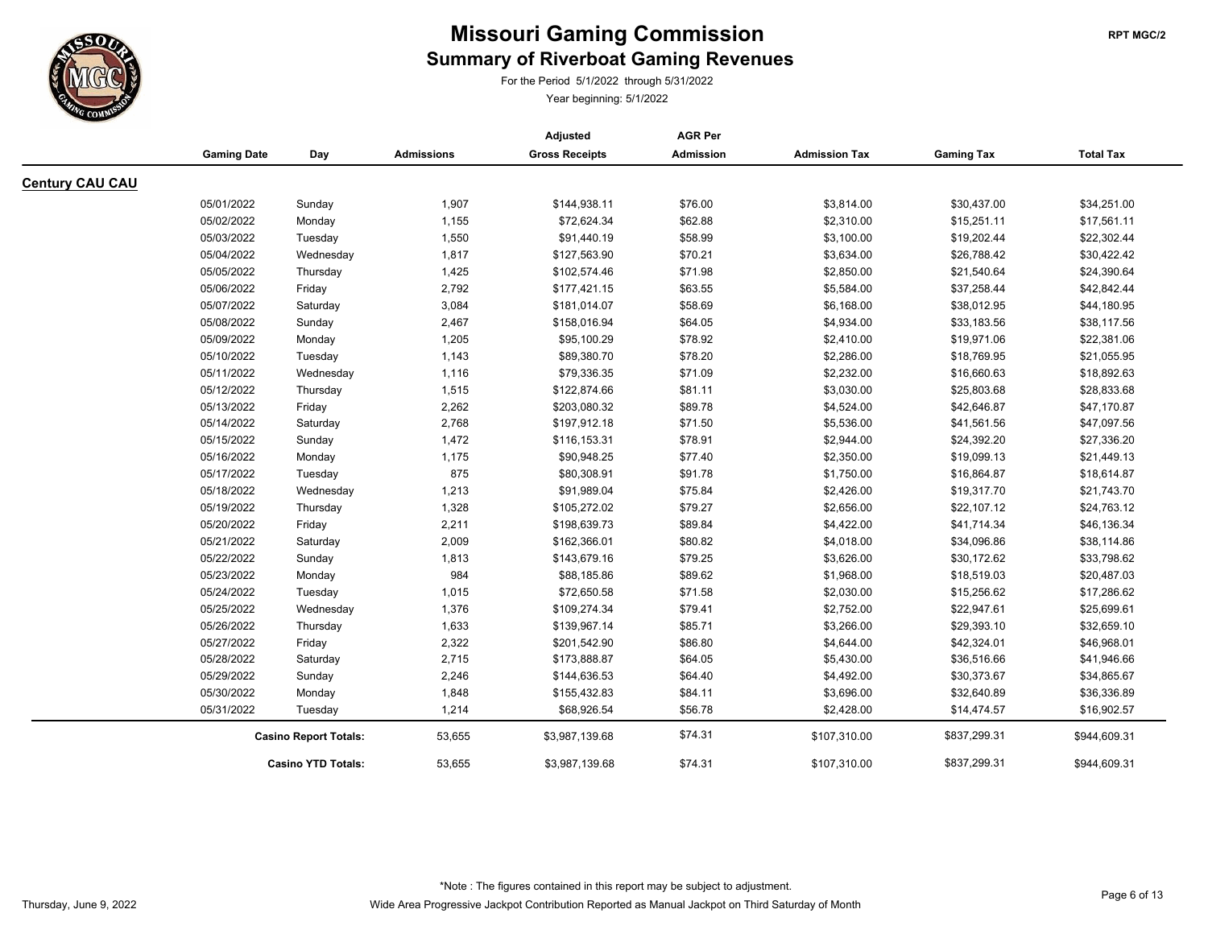# Missouri Gaming Commission

## Summary of Riverboat Gaming Revenues

For the Period 5/1/2022 through 5/31/2022

Year beginning: 5/1/2022

RPT MGC/2

### Century CAU CAU

| Gaming Date | Day | Admissions | Adjusted Gross Receipts | AGR Per Admission | Admission Tax | Gaming Tax | Total Tax |
|---|---|---|---|---|---|---|---|
| 05/01/2022 | Sunday | 1,907 | $144,938.11 | $76.00 | $3,814.00 | $30,437.00 | $34,251.00 |
| 05/02/2022 | Monday | 1,155 | $72,624.34 | $62.88 | $2,310.00 | $15,251.11 | $17,561.11 |
| 05/03/2022 | Tuesday | 1,550 | $91,440.19 | $58.99 | $3,100.00 | $19,202.44 | $22,302.44 |
| 05/04/2022 | Wednesday | 1,817 | $127,563.90 | $70.21 | $3,634.00 | $26,788.42 | $30,422.42 |
| 05/05/2022 | Thursday | 1,425 | $102,574.46 | $71.98 | $2,850.00 | $21,540.64 | $24,390.64 |
| 05/06/2022 | Friday | 2,792 | $177,421.15 | $63.55 | $5,584.00 | $37,258.44 | $42,842.44 |
| 05/07/2022 | Saturday | 3,084 | $181,014.07 | $58.69 | $6,168.00 | $38,012.95 | $44,180.95 |
| 05/08/2022 | Sunday | 2,467 | $158,016.94 | $64.05 | $4,934.00 | $33,183.56 | $38,117.56 |
| 05/09/2022 | Monday | 1,205 | $95,100.29 | $78.92 | $2,410.00 | $19,971.06 | $22,381.06 |
| 05/10/2022 | Tuesday | 1,143 | $89,380.70 | $78.20 | $2,286.00 | $18,769.95 | $21,055.95 |
| 05/11/2022 | Wednesday | 1,116 | $79,336.35 | $71.09 | $2,232.00 | $16,660.63 | $18,892.63 |
| 05/12/2022 | Thursday | 1,515 | $122,874.66 | $81.11 | $3,030.00 | $25,803.68 | $28,833.68 |
| 05/13/2022 | Friday | 2,262 | $203,080.32 | $89.78 | $4,524.00 | $42,646.87 | $47,170.87 |
| 05/14/2022 | Saturday | 2,768 | $197,912.18 | $71.50 | $5,536.00 | $41,561.56 | $47,097.56 |
| 05/15/2022 | Sunday | 1,472 | $116,153.31 | $78.91 | $2,944.00 | $24,392.20 | $27,336.20 |
| 05/16/2022 | Monday | 1,175 | $90,948.25 | $77.40 | $2,350.00 | $19,099.13 | $21,449.13 |
| 05/17/2022 | Tuesday | 875 | $80,308.91 | $91.78 | $1,750.00 | $16,864.87 | $18,614.87 |
| 05/18/2022 | Wednesday | 1,213 | $91,989.04 | $75.84 | $2,426.00 | $19,317.70 | $21,743.70 |
| 05/19/2022 | Thursday | 1,328 | $105,272.02 | $79.27 | $2,656.00 | $22,107.12 | $24,763.12 |
| 05/20/2022 | Friday | 2,211 | $198,639.73 | $89.84 | $4,422.00 | $41,714.34 | $46,136.34 |
| 05/21/2022 | Saturday | 2,009 | $162,366.01 | $80.82 | $4,018.00 | $34,096.86 | $38,114.86 |
| 05/22/2022 | Sunday | 1,813 | $143,679.16 | $79.25 | $3,626.00 | $30,172.62 | $33,798.62 |
| 05/23/2022 | Monday | 984 | $88,185.86 | $89.62 | $1,968.00 | $18,519.03 | $20,487.03 |
| 05/24/2022 | Tuesday | 1,015 | $72,650.58 | $71.58 | $2,030.00 | $15,256.62 | $17,286.62 |
| 05/25/2022 | Wednesday | 1,376 | $109,274.34 | $79.41 | $2,752.00 | $22,947.61 | $25,699.61 |
| 05/26/2022 | Thursday | 1,633 | $139,967.14 | $85.71 | $3,266.00 | $29,393.10 | $32,659.10 |
| 05/27/2022 | Friday | 2,322 | $201,542.90 | $86.80 | $4,644.00 | $42,324.01 | $46,968.01 |
| 05/28/2022 | Saturday | 2,715 | $173,888.87 | $64.05 | $5,430.00 | $36,516.66 | $41,946.66 |
| 05/29/2022 | Sunday | 2,246 | $144,636.53 | $64.40 | $4,492.00 | $30,373.67 | $34,865.67 |
| 05/30/2022 | Monday | 1,848 | $155,432.83 | $84.11 | $3,696.00 | $32,640.89 | $36,336.89 |
| 05/31/2022 | Tuesday | 1,214 | $68,926.54 | $56.78 | $2,428.00 | $14,474.57 | $16,902.57 |
| | **Casino Report Totals:** | 53,655 | $3,987,139.68 | $74.31 | $107,310.00 | $837,299.31 | $944,609.31 |
| | **Casino YTD Totals:** | 53,655 | $3,987,139.68 | $74.31 | $107,310.00 | $837,299.31 | $944,609.31 |

*Note : The figures contained in this report may be subject to adjustment.

Wide Area Progressive Jackpot Contribution Reported as Manual Jackpot on Third Saturday of Month

Thursday, June 9, 2022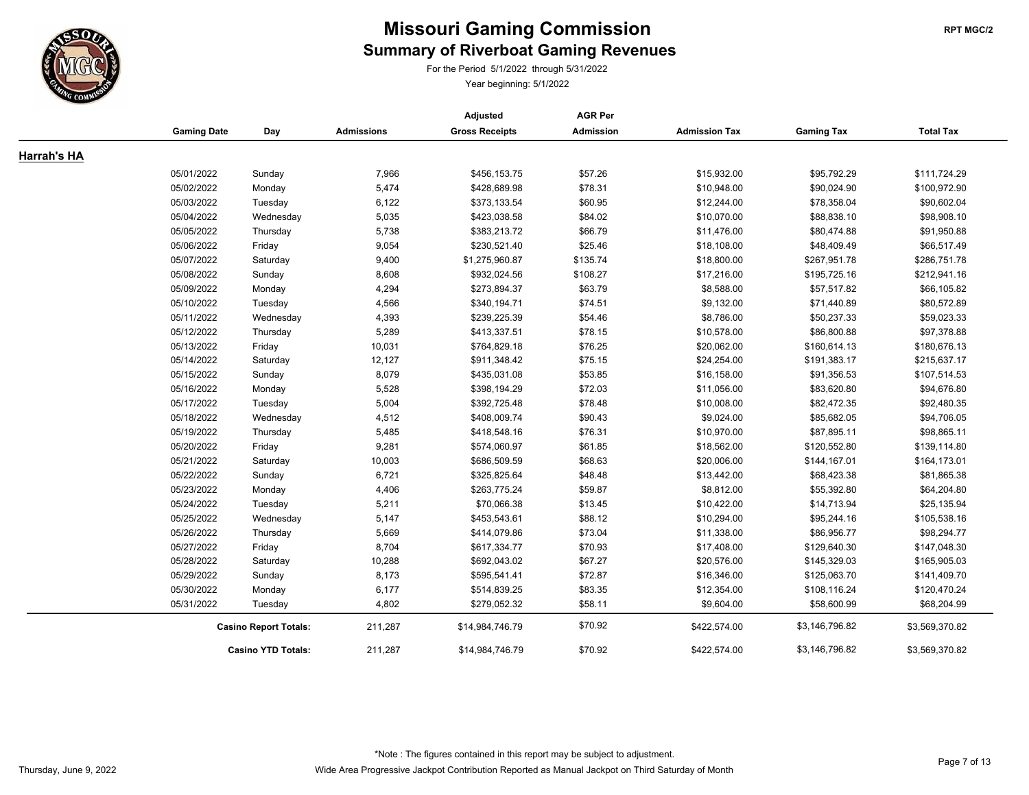# Missouri Gaming Commission

## Summary of Riverboat Gaming Revenues

For the Period 5/1/2022 through 5/31/2022

Year beginning: 5/1/2022

RPT MGC/2

### Harrah's HA

| Gaming Date | Day | Admissions | Adjusted Gross Receipts | AGR Per Admission | Admission Tax | Gaming Tax | Total Tax |
|---|---|---|---|---|---|---|---|
| 05/01/2022 | Sunday | 7,966 | $456,153.75 | $57.26 | $15,932.00 | $95,792.29 | $111,724.29 |
| 05/02/2022 | Monday | 5,474 | $428,689.98 | $78.31 | $10,948.00 | $90,024.90 | $100,972.90 |
| 05/03/2022 | Tuesday | 6,122 | $373,133.54 | $60.95 | $12,244.00 | $78,358.04 | $90,602.04 |
| 05/04/2022 | Wednesday | 5,035 | $423,038.58 | $84.02 | $10,070.00 | $88,838.10 | $98,908.10 |
| 05/05/2022 | Thursday | 5,738 | $383,213.72 | $66.79 | $11,476.00 | $80,474.88 | $91,950.88 |
| 05/06/2022 | Friday | 9,054 | $230,521.40 | $25.46 | $18,108.00 | $48,409.49 | $66,517.49 |
| 05/07/2022 | Saturday | 9,400 | $1,275,960.87 | $135.74 | $18,800.00 | $267,951.78 | $286,751.78 |
| 05/08/2022 | Sunday | 8,608 | $932,024.56 | $108.27 | $17,216.00 | $195,725.16 | $212,941.16 |
| 05/09/2022 | Monday | 4,294 | $273,894.37 | $63.79 | $8,588.00 | $57,517.82 | $66,105.82 |
| 05/10/2022 | Tuesday | 4,566 | $340,194.71 | $74.51 | $9,132.00 | $71,440.89 | $80,572.89 |
| 05/11/2022 | Wednesday | 4,393 | $239,225.39 | $54.46 | $8,786.00 | $50,237.33 | $59,023.33 |
| 05/12/2022 | Thursday | 5,289 | $413,337.51 | $78.15 | $10,578.00 | $86,800.88 | $97,378.88 |
| 05/13/2022 | Friday | 10,031 | $764,829.18 | $76.25 | $20,062.00 | $160,614.13 | $180,676.13 |
| 05/14/2022 | Saturday | 12,127 | $911,348.42 | $75.15 | $24,254.00 | $191,383.17 | $215,637.17 |
| 05/15/2022 | Sunday | 8,079 | $435,031.08 | $53.85 | $16,158.00 | $91,356.53 | $107,514.53 |
| 05/16/2022 | Monday | 5,528 | $398,194.29 | $72.03 | $11,056.00 | $83,620.80 | $94,676.80 |
| 05/17/2022 | Tuesday | 5,004 | $392,725.48 | $78.48 | $10,008.00 | $82,472.35 | $92,480.35 |
| 05/18/2022 | Wednesday | 4,512 | $408,009.74 | $90.43 | $9,024.00 | $85,682.05 | $94,706.05 |
| 05/19/2022 | Thursday | 5,485 | $418,548.16 | $76.31 | $10,970.00 | $87,895.11 | $98,865.11 |
| 05/20/2022 | Friday | 9,281 | $574,060.97 | $61.85 | $18,562.00 | $120,552.80 | $139,114.80 |
| 05/21/2022 | Saturday | 10,003 | $686,509.59 | $68.63 | $20,006.00 | $144,167.01 | $164,173.01 |
| 05/22/2022 | Sunday | 6,721 | $325,825.64 | $48.48 | $13,442.00 | $68,423.38 | $81,865.38 |
| 05/23/2022 | Monday | 4,406 | $263,775.24 | $59.87 | $8,812.00 | $55,392.80 | $64,204.80 |
| 05/24/2022 | Tuesday | 5,211 | $70,066.38 | $13.45 | $10,422.00 | $14,713.94 | $25,135.94 |
| 05/25/2022 | Wednesday | 5,147 | $453,543.61 | $88.12 | $10,294.00 | $95,244.16 | $105,538.16 |
| 05/26/2022 | Thursday | 5,669 | $414,079.86 | $73.04 | $11,338.00 | $86,956.77 | $98,294.77 |
| 05/27/2022 | Friday | 8,704 | $617,334.77 | $70.93 | $17,408.00 | $129,640.30 | $147,048.30 |
| 05/28/2022 | Saturday | 10,288 | $692,043.02 | $67.27 | $20,576.00 | $145,329.03 | $165,905.03 |
| 05/29/2022 | Sunday | 8,173 | $595,541.41 | $72.87 | $16,346.00 | $125,063.70 | $141,409.70 |
| 05/30/2022 | Monday | 6,177 | $514,839.25 | $83.35 | $12,354.00 | $108,116.24 | $120,470.24 |
| 05/31/2022 | Tuesday | 4,802 | $279,052.32 | $58.11 | $9,604.00 | $58,600.99 | $68,204.99 |
| | **Casino Report Totals:** | 211,287 | $14,984,746.79 | $70.92 | $422,574.00 | $3,146,796.82 | $3,569,370.82 |
| | **Casino YTD Totals:** | 211,287 | $14,984,746.79 | $70.92 | $422,574.00 | $3,146,796.82 | $3,569,370.82 |

Thursday, June 9, 2022

*Note : The figures contained in this report may be subject to adjustment.

Wide Area Progressive Jackpot Contribution Reported as Manual Jackpot on Third Saturday of Month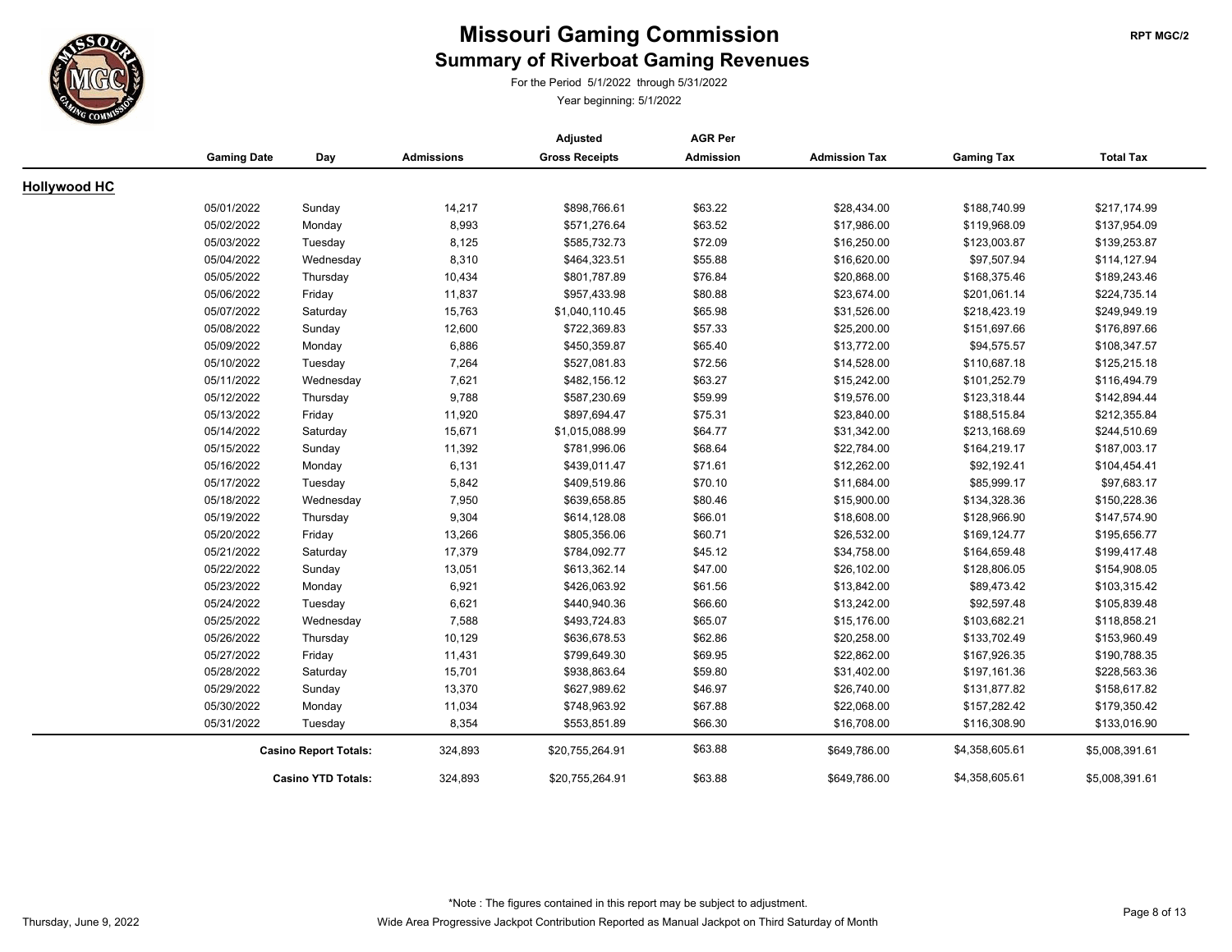# Missouri Gaming Commission

## Summary of Riverboat Gaming Revenues

For the Period 5/1/2022 through 5/31/2022

Year beginning: 5/1/2022

RPT MGC/2

### Hollywood HC

| Gaming Date | Day | Admissions | Adjusted Gross Receipts | AGR Per Admission | Admission Tax | Gaming Tax | Total Tax |
|---|---|---|---|---|---|---|---|
| 05/01/2022 | Sunday | 14,217 | $898,766.61 | $63.22 | $28,434.00 | $188,740.99 | $217,174.99 |
| 05/02/2022 | Monday | 8,993 | $571,276.64 | $63.52 | $17,986.00 | $119,968.09 | $137,954.09 |
| 05/03/2022 | Tuesday | 8,125 | $585,732.73 | $72.09 | $16,250.00 | $123,003.87 | $139,253.87 |
| 05/04/2022 | Wednesday | 8,310 | $464,323.51 | $55.88 | $16,620.00 | $97,507.94 | $114,127.94 |
| 05/05/2022 | Thursday | 10,434 | $801,787.89 | $76.84 | $20,868.00 | $168,375.46 | $189,243.46 |
| 05/06/2022 | Friday | 11,837 | $957,433.98 | $80.88 | $23,674.00 | $201,061.14 | $224,735.14 |
| 05/07/2022 | Saturday | 15,763 | $1,040,110.45 | $65.98 | $31,526.00 | $218,423.19 | $249,949.19 |
| 05/08/2022 | Sunday | 12,600 | $722,369.83 | $57.33 | $25,200.00 | $151,697.66 | $176,897.66 |
| 05/09/2022 | Monday | 6,886 | $450,359.87 | $65.40 | $13,772.00 | $94,575.57 | $108,347.57 |
| 05/10/2022 | Tuesday | 7,264 | $527,081.83 | $72.56 | $14,528.00 | $110,687.18 | $125,215.18 |
| 05/11/2022 | Wednesday | 7,621 | $482,156.12 | $63.27 | $15,242.00 | $101,252.79 | $116,494.79 |
| 05/12/2022 | Thursday | 9,788 | $587,230.69 | $59.99 | $19,576.00 | $123,318.44 | $142,894.44 |
| 05/13/2022 | Friday | 11,920 | $897,694.47 | $75.31 | $23,840.00 | $188,515.84 | $212,355.84 |
| 05/14/2022 | Saturday | 15,671 | $1,015,088.99 | $64.77 | $31,342.00 | $213,168.69 | $244,510.69 |
| 05/15/2022 | Sunday | 11,392 | $781,996.06 | $68.64 | $22,784.00 | $164,219.17 | $187,003.17 |
| 05/16/2022 | Monday | 6,131 | $439,011.47 | $71.61 | $12,262.00 | $92,192.41 | $104,454.41 |
| 05/17/2022 | Tuesday | 5,842 | $409,519.86 | $70.10 | $11,684.00 | $85,999.17 | $97,683.17 |
| 05/18/2022 | Wednesday | 7,950 | $639,658.85 | $80.46 | $15,900.00 | $134,328.36 | $150,228.36 |
| 05/19/2022 | Thursday | 9,304 | $614,128.08 | $66.01 | $18,608.00 | $128,966.90 | $147,574.90 |
| 05/20/2022 | Friday | 13,266 | $805,356.06 | $60.71 | $26,532.00 | $169,124.77 | $195,656.77 |
| 05/21/2022 | Saturday | 17,379 | $784,092.77 | $45.12 | $34,758.00 | $164,659.48 | $199,417.48 |
| 05/22/2022 | Sunday | 13,051 | $613,362.14 | $47.00 | $26,102.00 | $128,806.05 | $154,908.05 |
| 05/23/2022 | Monday | 6,921 | $426,063.92 | $61.56 | $13,842.00 | $89,473.42 | $103,315.42 |
| 05/24/2022 | Tuesday | 6,621 | $440,940.36 | $66.60 | $13,242.00 | $92,597.48 | $105,839.48 |
| 05/25/2022 | Wednesday | 7,588 | $493,724.83 | $65.07 | $15,176.00 | $103,682.21 | $118,858.21 |
| 05/26/2022 | Thursday | 10,129 | $636,678.53 | $62.86 | $20,258.00 | $133,702.49 | $153,960.49 |
| 05/27/2022 | Friday | 11,431 | $799,649.30 | $69.95 | $22,862.00 | $167,926.35 | $190,788.35 |
| 05/28/2022 | Saturday | 15,701 | $938,863.64 | $59.80 | $31,402.00 | $197,161.36 | $228,563.36 |
| 05/29/2022 | Sunday | 13,370 | $627,989.62 | $46.97 | $26,740.00 | $131,877.82 | $158,617.82 |
| 05/30/2022 | Monday | 11,034 | $748,963.92 | $67.88 | $22,068.00 | $157,282.42 | $179,350.42 |
| 05/31/2022 | Tuesday | 8,354 | $553,851.89 | $66.30 | $16,708.00 | $116,308.90 | $133,016.90 |
| | **Casino Report Totals:** | 324,893 | $20,755,264.91 | $63.88 | $649,786.00 | $4,358,605.61 | $5,008,391.61 |
| | **Casino YTD Totals:** | 324,893 | $20,755,264.91 | $63.88 | $649,786.00 | $4,358,605.61 | $5,008,391.61 |

*Note : The figures contained in this report may be subject to adjustment.

Wide Area Progressive Jackpot Contribution Reported as Manual Jackpot on Third Saturday of Month

Thursday, June 9, 2022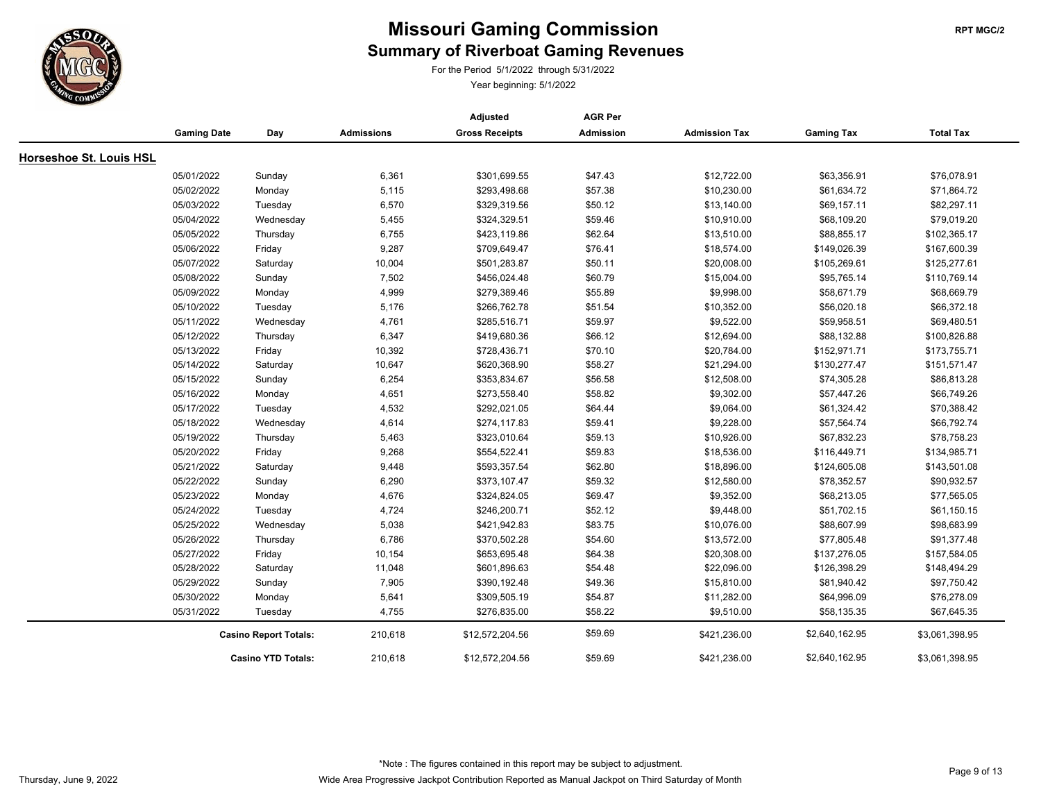# Missouri Gaming Commission

## Summary of Riverboat Gaming Revenues

For the Period 5/1/2022 through 5/31/2022

Year beginning: 5/1/2022

RPT MGC/2

### Horseshoe St. Louis HSL

| Gaming Date | Day | Admissions | Adjusted Gross Receipts | AGR Per Admission | Admission Tax | Gaming Tax | Total Tax |
|---|---|---|---|---|---|---|---|
| 05/01/2022 | Sunday | 6,361 | $301,699.55 | $47.43 | $12,722.00 | $63,356.91 | $76,078.91 |
| 05/02/2022 | Monday | 5,115 | $293,498.68 | $57.38 | $10,230.00 | $61,634.72 | $71,864.72 |
| 05/03/2022 | Tuesday | 6,570 | $329,319.56 | $50.12 | $13,140.00 | $69,157.11 | $82,297.11 |
| 05/04/2022 | Wednesday | 5,455 | $324,329.51 | $59.46 | $10,910.00 | $68,109.20 | $79,019.20 |
| 05/05/2022 | Thursday | 6,755 | $423,119.86 | $62.64 | $13,510.00 | $88,855.17 | $102,365.17 |
| 05/06/2022 | Friday | 9,287 | $709,649.47 | $76.41 | $18,574.00 | $149,026.39 | $167,600.39 |
| 05/07/2022 | Saturday | 10,004 | $501,283.87 | $50.11 | $20,008.00 | $105,269.61 | $125,277.61 |
| 05/08/2022 | Sunday | 7,502 | $456,024.48 | $60.79 | $15,004.00 | $95,765.14 | $110,769.14 |
| 05/09/2022 | Monday | 4,999 | $279,389.46 | $55.89 | $9,998.00 | $58,671.79 | $68,669.79 |
| 05/10/2022 | Tuesday | 5,176 | $266,762.78 | $51.54 | $10,352.00 | $56,020.18 | $66,372.18 |
| 05/11/2022 | Wednesday | 4,761 | $285,516.71 | $59.97 | $9,522.00 | $59,958.51 | $69,480.51 |
| 05/12/2022 | Thursday | 6,347 | $419,680.36 | $66.12 | $12,694.00 | $88,132.88 | $100,826.88 |
| 05/13/2022 | Friday | 10,392 | $728,436.71 | $70.10 | $20,784.00 | $152,971.71 | $173,755.71 |
| 05/14/2022 | Saturday | 10,647 | $620,368.90 | $58.27 | $21,294.00 | $130,277.47 | $151,571.47 |
| 05/15/2022 | Sunday | 6,254 | $353,834.67 | $56.58 | $12,508.00 | $74,305.28 | $86,813.28 |
| 05/16/2022 | Monday | 4,651 | $273,558.40 | $58.82 | $9,302.00 | $57,447.26 | $66,749.26 |
| 05/17/2022 | Tuesday | 4,532 | $292,021.05 | $64.44 | $9,064.00 | $61,324.42 | $70,388.42 |
| 05/18/2022 | Wednesday | 4,614 | $274,117.83 | $59.41 | $9,228.00 | $57,564.74 | $66,792.74 |
| 05/19/2022 | Thursday | 5,463 | $323,010.64 | $59.13 | $10,926.00 | $67,832.23 | $78,758.23 |
| 05/20/2022 | Friday | 9,268 | $554,522.41 | $59.83 | $18,536.00 | $116,449.71 | $134,985.71 |
| 05/21/2022 | Saturday | 9,448 | $593,357.54 | $62.80 | $18,896.00 | $124,605.08 | $143,501.08 |
| 05/22/2022 | Sunday | 6,290 | $373,107.47 | $59.32 | $12,580.00 | $78,352.57 | $90,932.57 |
| 05/23/2022 | Monday | 4,676 | $324,824.05 | $69.47 | $9,352.00 | $68,213.05 | $77,565.05 |
| 05/24/2022 | Tuesday | 4,724 | $246,200.71 | $52.12 | $9,448.00 | $51,702.15 | $61,150.15 |
| 05/25/2022 | Wednesday | 5,038 | $421,942.83 | $83.75 | $10,076.00 | $88,607.99 | $98,683.99 |
| 05/26/2022 | Thursday | 6,786 | $370,502.28 | $54.60 | $13,572.00 | $77,805.48 | $91,377.48 |
| 05/27/2022 | Friday | 10,154 | $653,695.48 | $64.38 | $20,308.00 | $137,276.05 | $157,584.05 |
| 05/28/2022 | Saturday | 11,048 | $601,896.63 | $54.48 | $22,096.00 | $126,398.29 | $148,494.29 |
| 05/29/2022 | Sunday | 7,905 | $390,192.48 | $49.36 | $15,810.00 | $81,940.42 | $97,750.42 |
| 05/30/2022 | Monday | 5,641 | $309,505.19 | $54.87 | $11,282.00 | $64,996.09 | $76,278.09 |
| 05/31/2022 | Tuesday | 4,755 | $276,835.00 | $58.22 | $9,510.00 | $58,135.35 | $67,645.35 |
| | **Casino Report Totals:** | 210,618 | $12,572,204.56 | $59.69 | $421,236.00 | $2,640,162.95 | $3,061,398.95 |
| | **Casino YTD Totals:** | 210,618 | $12,572,204.56 | $59.69 | $421,236.00 | $2,640,162.95 | $3,061,398.95 |

*Note : The figures contained in this report may be subject to adjustment.

Thursday, June 9, 2022

Wide Area Progressive Jackpot Contribution Reported as Manual Jackpot on Third Saturday of Month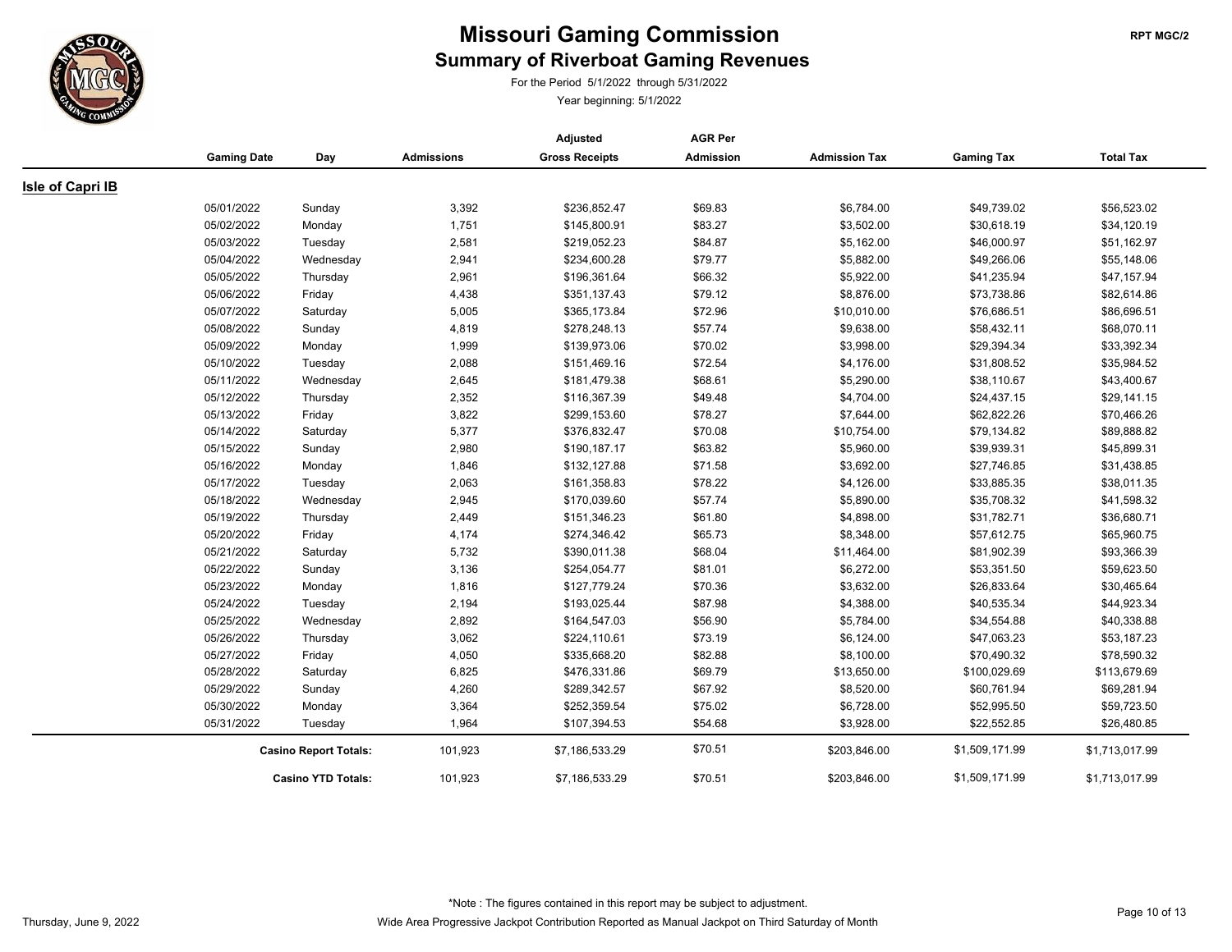# Missouri Gaming Commission

## Summary of Riverboat Gaming Revenues

For the Period 5/1/2022 through 5/31/2022

Year beginning: 5/1/2022

RPT MGC/2

### Isle of Capri IB

| Gaming Date | Day | Admissions | Adjusted Gross Receipts | AGR Per Admission | Admission Tax | Gaming Tax | Total Tax |
|---|---|---|---|---|---|---|---|
| 05/01/2022 | Sunday | 3,392 | $236,852.47 | $69.83 | $6,784.00 | $49,739.02 | $56,523.02 |
| 05/02/2022 | Monday | 1,751 | $145,800.91 | $83.27 | $3,502.00 | $30,618.19 | $34,120.19 |
| 05/03/2022 | Tuesday | 2,581 | $219,052.23 | $84.87 | $5,162.00 | $46,000.97 | $51,162.97 |
| 05/04/2022 | Wednesday | 2,941 | $234,600.28 | $79.77 | $5,882.00 | $49,266.06 | $55,148.06 |
| 05/05/2022 | Thursday | 2,961 | $196,361.64 | $66.32 | $5,922.00 | $41,235.94 | $47,157.94 |
| 05/06/2022 | Friday | 4,438 | $351,137.43 | $79.12 | $8,876.00 | $73,738.86 | $82,614.86 |
| 05/07/2022 | Saturday | 5,005 | $365,173.84 | $72.96 | $10,010.00 | $76,686.51 | $86,696.51 |
| 05/08/2022 | Sunday | 4,819 | $278,248.13 | $57.74 | $9,638.00 | $58,432.11 | $68,070.11 |
| 05/09/2022 | Monday | 1,999 | $139,973.06 | $70.02 | $3,998.00 | $29,394.34 | $33,392.34 |
| 05/10/2022 | Tuesday | 2,088 | $151,469.16 | $72.54 | $4,176.00 | $31,808.52 | $35,984.52 |
| 05/11/2022 | Wednesday | 2,645 | $181,479.38 | $68.61 | $5,290.00 | $38,110.67 | $43,400.67 |
| 05/12/2022 | Thursday | 2,352 | $116,367.39 | $49.48 | $4,704.00 | $24,437.15 | $29,141.15 |
| 05/13/2022 | Friday | 3,822 | $299,153.60 | $78.27 | $7,644.00 | $62,822.26 | $70,466.26 |
| 05/14/2022 | Saturday | 5,377 | $376,832.47 | $70.08 | $10,754.00 | $79,134.82 | $89,888.82 |
| 05/15/2022 | Sunday | 2,980 | $190,187.17 | $63.82 | $5,960.00 | $39,939.31 | $45,899.31 |
| 05/16/2022 | Monday | 1,846 | $132,127.88 | $71.58 | $3,692.00 | $27,746.85 | $31,438.85 |
| 05/17/2022 | Tuesday | 2,063 | $161,358.83 | $78.22 | $4,126.00 | $33,885.35 | $38,011.35 |
| 05/18/2022 | Wednesday | 2,945 | $170,039.60 | $57.74 | $5,890.00 | $35,708.32 | $41,598.32 |
| 05/19/2022 | Thursday | 2,449 | $151,346.23 | $61.80 | $4,898.00 | $31,782.71 | $36,680.71 |
| 05/20/2022 | Friday | 4,174 | $274,346.42 | $65.73 | $8,348.00 | $57,612.75 | $65,960.75 |
| 05/21/2022 | Saturday | 5,732 | $390,011.38 | $68.04 | $11,464.00 | $81,902.39 | $93,366.39 |
| 05/22/2022 | Sunday | 3,136 | $254,054.77 | $81.01 | $6,272.00 | $53,351.50 | $59,623.50 |
| 05/23/2022 | Monday | 1,816 | $127,779.24 | $70.36 | $3,632.00 | $26,833.64 | $30,465.64 |
| 05/24/2022 | Tuesday | 2,194 | $193,025.44 | $87.98 | $4,388.00 | $40,535.34 | $44,923.34 |
| 05/25/2022 | Wednesday | 2,892 | $164,547.03 | $56.90 | $5,784.00 | $34,554.88 | $40,338.88 |
| 05/26/2022 | Thursday | 3,062 | $224,110.61 | $73.19 | $6,124.00 | $47,063.23 | $53,187.23 |
| 05/27/2022 | Friday | 4,050 | $335,668.20 | $82.88 | $8,100.00 | $70,490.32 | $78,590.32 |
| 05/28/2022 | Saturday | 6,825 | $476,331.86 | $69.79 | $13,650.00 | $100,029.69 | $113,679.69 |
| 05/29/2022 | Sunday | 4,260 | $289,342.57 | $67.92 | $8,520.00 | $60,761.94 | $69,281.94 |
| 05/30/2022 | Monday | 3,364 | $252,359.54 | $75.02 | $6,728.00 | $52,995.50 | $59,723.50 |
| 05/31/2022 | Tuesday | 1,964 | $107,394.53 | $54.68 | $3,928.00 | $22,552.85 | $26,480.85 |
| | **Casino Report Totals:** | 101,923 | $7,186,533.29 | $70.51 | $203,846.00 | $1,509,171.99 | $1,713,017.99 |
| | **Casino YTD Totals:** | 101,923 | $7,186,533.29 | $70.51 | $203,846.00 | $1,509,171.99 | $1,713,017.99 |

*Note : The figures contained in this report may be subject to adjustment.

Wide Area Progressive Jackpot Contribution Reported as Manual Jackpot on Third Saturday of Month

Thursday, June 9, 2022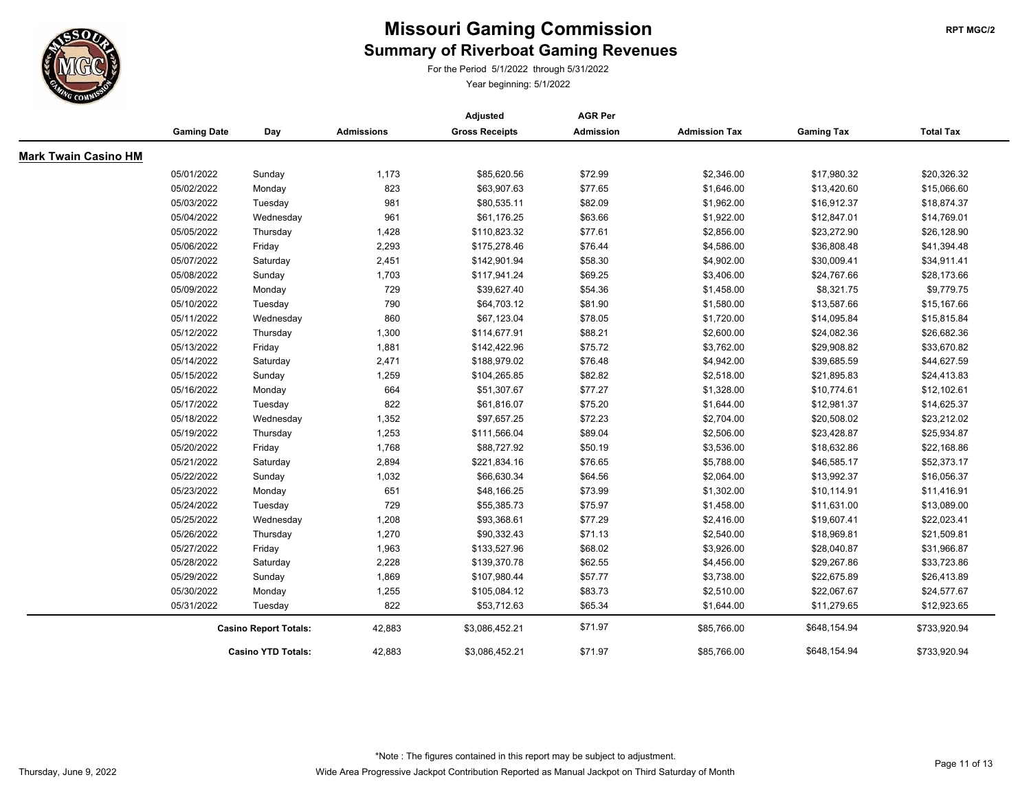# Missouri Gaming Commission

## Summary of Riverboat Gaming Revenues

For the Period 5/1/2022 through 5/31/2022

Year beginning: 5/1/2022

RPT MGC/2

### Mark Twain Casino HM

| Gaming Date | Day | Admissions | Adjusted Gross Receipts | AGR Per Admission | Admission Tax | Gaming Tax | Total Tax |
|---|---|---|---|---|---|---|---|
| 05/01/2022 | Sunday | 1,173 | $85,620.56 | $72.99 | $2,346.00 | $17,980.32 | $20,326.32 |
| 05/02/2022 | Monday | 823 | $63,907.63 | $77.65 | $1,646.00 | $13,420.60 | $15,066.60 |
| 05/03/2022 | Tuesday | 981 | $80,535.11 | $82.09 | $1,962.00 | $16,912.37 | $18,874.37 |
| 05/04/2022 | Wednesday | 961 | $61,176.25 | $63.66 | $1,922.00 | $12,847.01 | $14,769.01 |
| 05/05/2022 | Thursday | 1,428 | $110,823.32 | $77.61 | $2,856.00 | $23,272.90 | $26,128.90 |
| 05/06/2022 | Friday | 2,293 | $175,278.46 | $76.44 | $4,586.00 | $36,808.48 | $41,394.48 |
| 05/07/2022 | Saturday | 2,451 | $142,901.94 | $58.30 | $4,902.00 | $30,009.41 | $34,911.41 |
| 05/08/2022 | Sunday | 1,703 | $117,941.24 | $69.25 | $3,406.00 | $24,767.66 | $28,173.66 |
| 05/09/2022 | Monday | 729 | $39,627.40 | $54.36 | $1,458.00 | $8,321.75 | $9,779.75 |
| 05/10/2022 | Tuesday | 790 | $64,703.12 | $81.90 | $1,580.00 | $13,587.66 | $15,167.66 |
| 05/11/2022 | Wednesday | 860 | $67,123.04 | $78.05 | $1,720.00 | $14,095.84 | $15,815.84 |
| 05/12/2022 | Thursday | 1,300 | $114,677.91 | $88.21 | $2,600.00 | $24,082.36 | $26,682.36 |
| 05/13/2022 | Friday | 1,881 | $142,422.96 | $75.72 | $3,762.00 | $29,908.82 | $33,670.82 |
| 05/14/2022 | Saturday | 2,471 | $188,979.02 | $76.48 | $4,942.00 | $39,685.59 | $44,627.59 |
| 05/15/2022 | Sunday | 1,259 | $104,265.85 | $82.82 | $2,518.00 | $21,895.83 | $24,413.83 |
| 05/16/2022 | Monday | 664 | $51,307.67 | $77.27 | $1,328.00 | $10,774.61 | $12,102.61 |
| 05/17/2022 | Tuesday | 822 | $61,816.07 | $75.20 | $1,644.00 | $12,981.37 | $14,625.37 |
| 05/18/2022 | Wednesday | 1,352 | $97,657.25 | $72.23 | $2,704.00 | $20,508.02 | $23,212.02 |
| 05/19/2022 | Thursday | 1,253 | $111,566.04 | $89.04 | $2,506.00 | $23,428.87 | $25,934.87 |
| 05/20/2022 | Friday | 1,768 | $88,727.92 | $50.19 | $3,536.00 | $18,632.86 | $22,168.86 |
| 05/21/2022 | Saturday | 2,894 | $221,834.16 | $76.65 | $5,788.00 | $46,585.17 | $52,373.17 |
| 05/22/2022 | Sunday | 1,032 | $66,630.34 | $64.56 | $2,064.00 | $13,992.37 | $16,056.37 |
| 05/23/2022 | Monday | 651 | $48,166.25 | $73.99 | $1,302.00 | $10,114.91 | $11,416.91 |
| 05/24/2022 | Tuesday | 729 | $55,385.73 | $75.97 | $1,458.00 | $11,631.00 | $13,089.00 |
| 05/25/2022 | Wednesday | 1,208 | $93,368.61 | $77.29 | $2,416.00 | $19,607.41 | $22,023.41 |
| 05/26/2022 | Thursday | 1,270 | $90,332.43 | $71.13 | $2,540.00 | $18,969.81 | $21,509.81 |
| 05/27/2022 | Friday | 1,963 | $133,527.96 | $68.02 | $3,926.00 | $28,040.87 | $31,966.87 |
| 05/28/2022 | Saturday | 2,228 | $139,370.78 | $62.55 | $4,456.00 | $29,267.86 | $33,723.86 |
| 05/29/2022 | Sunday | 1,869 | $107,980.44 | $57.77 | $3,738.00 | $22,675.89 | $26,413.89 |
| 05/30/2022 | Monday | 1,255 | $105,084.12 | $83.73 | $2,510.00 | $22,067.67 | $24,577.67 |
| 05/31/2022 | Tuesday | 822 | $53,712.63 | $65.34 | $1,644.00 | $11,279.65 | $12,923.65 |
| | **Casino Report Totals:** | 42,883 | $3,086,452.21 | $71.97 | $85,766.00 | $648,154.94 | $733,920.94 |
| | **Casino YTD Totals:** | 42,883 | $3,086,452.21 | $71.97 | $85,766.00 | $648,154.94 | $733,920.94 |

*Note : The figures contained in this report may be subject to adjustment.

Wide Area Progressive Jackpot Contribution Reported as Manual Jackpot on Third Saturday of Month

Thursday, June 9, 2022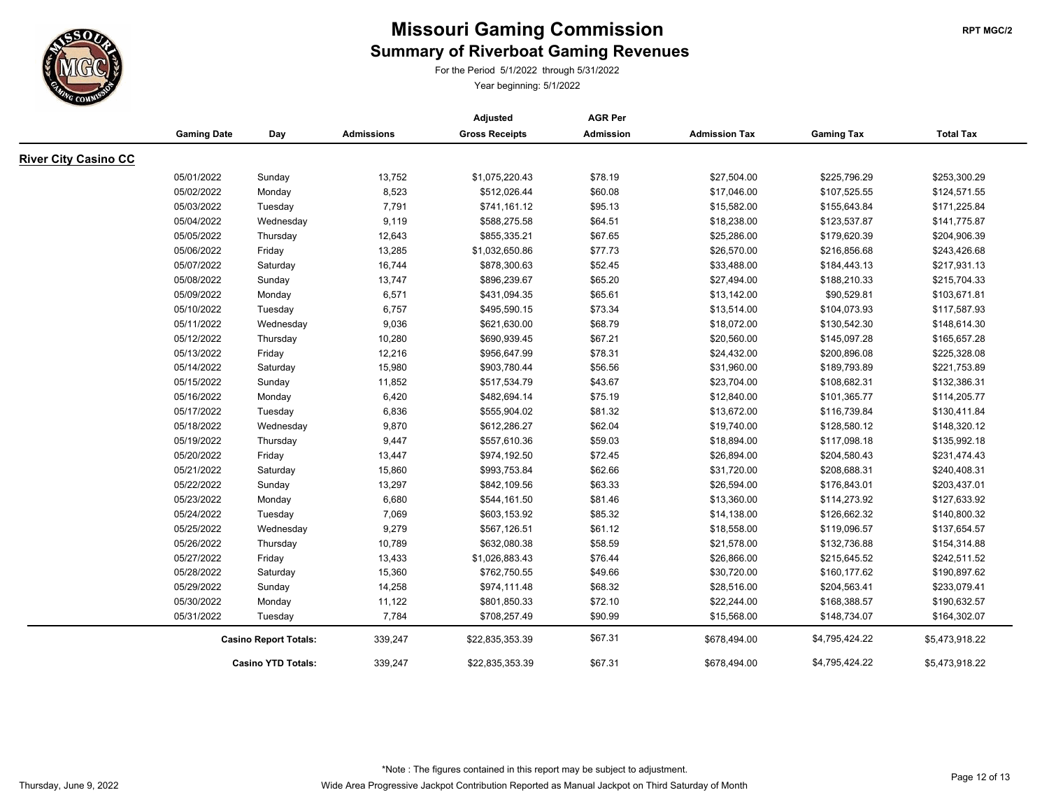# Missouri Gaming Commission

## Summary of Riverboat Gaming Revenues

For the Period 5/1/2022 through 5/31/2022

Year beginning: 5/1/2022

RPT MGC/2

### River City Casino CC

| Gaming Date | Day | Admissions | Adjusted Gross Receipts | AGR Per Admission | Admission Tax | Gaming Tax | Total Tax |
|---|---|---|---|---|---|---|---|
| 05/01/2022 | Sunday | 13,752 | $1,075,220.43 | $78.19 | $27,504.00 | $225,796.29 | $253,300.29 |
| 05/02/2022 | Monday | 8,523 | $512,026.44 | $60.08 | $17,046.00 | $107,525.55 | $124,571.55 |
| 05/03/2022 | Tuesday | 7,791 | $741,161.12 | $95.13 | $15,582.00 | $155,643.84 | $171,225.84 |
| 05/04/2022 | Wednesday | 9,119 | $588,275.58 | $64.51 | $18,238.00 | $123,537.87 | $141,775.87 |
| 05/05/2022 | Thursday | 12,643 | $855,335.21 | $67.65 | $25,286.00 | $179,620.39 | $204,906.39 |
| 05/06/2022 | Friday | 13,285 | $1,032,650.86 | $77.73 | $26,570.00 | $216,856.68 | $243,426.68 |
| 05/07/2022 | Saturday | 16,744 | $878,300.63 | $52.45 | $33,488.00 | $184,443.13 | $217,931.13 |
| 05/08/2022 | Sunday | 13,747 | $896,239.67 | $65.20 | $27,494.00 | $188,210.33 | $215,704.33 |
| 05/09/2022 | Monday | 6,571 | $431,094.35 | $65.61 | $13,142.00 | $90,529.81 | $103,671.81 |
| 05/10/2022 | Tuesday | 6,757 | $495,590.15 | $73.34 | $13,514.00 | $104,073.93 | $117,587.93 |
| 05/11/2022 | Wednesday | 9,036 | $621,630.00 | $68.79 | $18,072.00 | $130,542.30 | $148,614.30 |
| 05/12/2022 | Thursday | 10,280 | $690,939.45 | $67.21 | $20,560.00 | $145,097.28 | $165,657.28 |
| 05/13/2022 | Friday | 12,216 | $956,647.99 | $78.31 | $24,432.00 | $200,896.08 | $225,328.08 |
| 05/14/2022 | Saturday | 15,980 | $903,780.44 | $56.56 | $31,960.00 | $189,793.89 | $221,753.89 |
| 05/15/2022 | Sunday | 11,852 | $517,534.79 | $43.67 | $23,704.00 | $108,682.31 | $132,386.31 |
| 05/16/2022 | Monday | 6,420 | $482,694.14 | $75.19 | $12,840.00 | $101,365.77 | $114,205.77 |
| 05/17/2022 | Tuesday | 6,836 | $555,904.02 | $81.32 | $13,672.00 | $116,739.84 | $130,411.84 |
| 05/18/2022 | Wednesday | 9,870 | $612,286.27 | $62.04 | $19,740.00 | $128,580.12 | $148,320.12 |
| 05/19/2022 | Thursday | 9,447 | $557,610.36 | $59.03 | $18,894.00 | $117,098.18 | $135,992.18 |
| 05/20/2022 | Friday | 13,447 | $974,192.50 | $72.45 | $26,894.00 | $204,580.43 | $231,474.43 |
| 05/21/2022 | Saturday | 15,860 | $993,753.84 | $62.66 | $31,720.00 | $208,688.31 | $240,408.31 |
| 05/22/2022 | Sunday | 13,297 | $842,109.56 | $63.33 | $26,594.00 | $176,843.01 | $203,437.01 |
| 05/23/2022 | Monday | 6,680 | $544,161.50 | $81.46 | $13,360.00 | $114,273.92 | $127,633.92 |
| 05/24/2022 | Tuesday | 7,069 | $603,153.92 | $85.32 | $14,138.00 | $126,662.32 | $140,800.32 |
| 05/25/2022 | Wednesday | 9,279 | $567,126.51 | $61.12 | $18,558.00 | $119,096.57 | $137,654.57 |
| 05/26/2022 | Thursday | 10,789 | $632,080.38 | $58.59 | $21,578.00 | $132,736.88 | $154,314.88 |
| 05/27/2022 | Friday | 13,433 | $1,026,883.43 | $76.44 | $26,866.00 | $215,645.52 | $242,511.52 |
| 05/28/2022 | Saturday | 15,360 | $762,750.55 | $49.66 | $30,720.00 | $160,177.62 | $190,897.62 |
| 05/29/2022 | Sunday | 14,258 | $974,111.48 | $68.32 | $28,516.00 | $204,563.41 | $233,079.41 |
| 05/30/2022 | Monday | 11,122 | $801,850.33 | $72.10 | $22,244.00 | $168,388.57 | $190,632.57 |
| 05/31/2022 | Tuesday | 7,784 | $708,257.49 | $90.99 | $15,568.00 | $148,734.07 | $164,302.07 |
| | **Casino Report Totals:** | 339,247 | $22,835,353.39 | $67.31 | $678,494.00 | $4,795,424.22 | $5,473,918.22 |
| | **Casino YTD Totals:** | 339,247 | $22,835,353.39 | $67.31 | $678,494.00 | $4,795,424.22 | $5,473,918.22 |

*Note : The figures contained in this report may be subject to adjustment.

Wide Area Progressive Jackpot Contribution Reported as Manual Jackpot on Third Saturday of Month

Thursday, June 9, 2022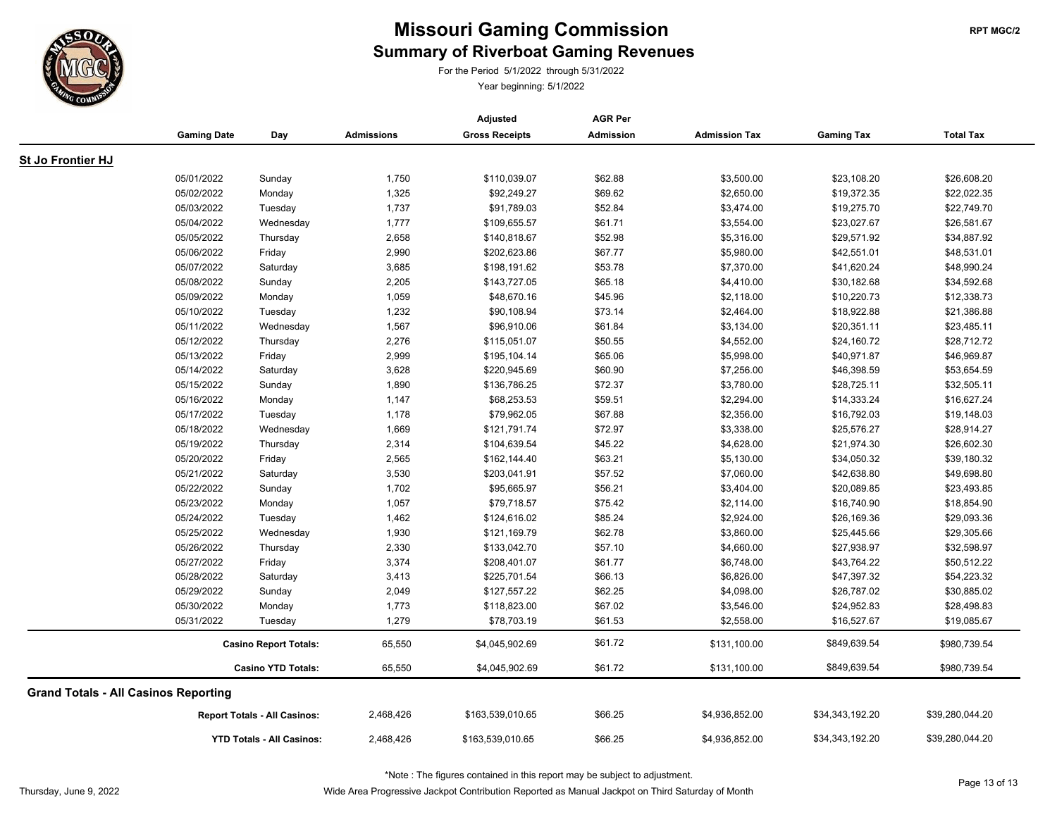# Missouri Gaming Commission

## Summary of Riverboat Gaming Revenues

For the Period 5/1/2022 through 5/31/2022

Year beginning: 5/1/2022

### St Jo Frontier HJ

| Gaming Date | Day | Admissions | Adjusted Gross Receipts | AGR Per Admission | Admission Tax | Gaming Tax | Total Tax |
|---|---|---|---|---|---|---|---|
| 05/01/2022 | Sunday | 1,750 | $110,039.07 | $62.88 | $3,500.00 | $23,108.20 | $26,608.20 |
| 05/02/2022 | Monday | 1,325 | $92,249.27 | $69.62 | $2,650.00 | $19,372.35 | $22,022.35 |
| 05/03/2022 | Tuesday | 1,737 | $91,789.03 | $52.84 | $3,474.00 | $19,275.70 | $22,749.70 |
| 05/04/2022 | Wednesday | 1,777 | $109,655.57 | $61.71 | $3,554.00 | $23,027.67 | $26,581.67 |
| 05/05/2022 | Thursday | 2,658 | $140,818.67 | $52.98 | $5,316.00 | $29,571.92 | $34,887.92 |
| 05/06/2022 | Friday | 2,990 | $202,623.86 | $67.77 | $5,980.00 | $42,551.01 | $48,531.01 |
| 05/07/2022 | Saturday | 3,685 | $198,191.62 | $53.78 | $7,370.00 | $41,620.24 | $48,990.24 |
| 05/08/2022 | Sunday | 2,205 | $143,727.05 | $65.18 | $4,410.00 | $30,182.68 | $34,592.68 |
| 05/09/2022 | Monday | 1,059 | $48,670.16 | $45.96 | $2,118.00 | $10,220.73 | $12,338.73 |
| 05/10/2022 | Tuesday | 1,232 | $90,108.94 | $73.14 | $2,464.00 | $18,922.88 | $21,386.88 |
| 05/11/2022 | Wednesday | 1,567 | $96,910.06 | $61.84 | $3,134.00 | $20,351.11 | $23,485.11 |
| 05/12/2022 | Thursday | 2,276 | $115,051.07 | $50.55 | $4,552.00 | $24,160.72 | $28,712.72 |
| 05/13/2022 | Friday | 2,999 | $195,104.14 | $65.06 | $5,998.00 | $40,971.87 | $46,969.87 |
| 05/14/2022 | Saturday | 3,628 | $220,945.69 | $60.90 | $7,256.00 | $46,398.59 | $53,654.59 |
| 05/15/2022 | Sunday | 1,890 | $136,786.25 | $72.37 | $3,780.00 | $28,725.11 | $32,505.11 |
| 05/16/2022 | Monday | 1,147 | $68,253.53 | $59.51 | $2,294.00 | $14,333.24 | $16,627.24 |
| 05/17/2022 | Tuesday | 1,178 | $79,962.05 | $67.88 | $2,356.00 | $16,792.03 | $19,148.03 |
| 05/18/2022 | Wednesday | 1,669 | $121,791.74 | $72.97 | $3,338.00 | $25,576.27 | $28,914.27 |
| 05/19/2022 | Thursday | 2,314 | $104,639.54 | $45.22 | $4,628.00 | $21,974.30 | $26,602.30 |
| 05/20/2022 | Friday | 2,565 | $162,144.40 | $63.21 | $5,130.00 | $34,050.32 | $39,180.32 |
| 05/21/2022 | Saturday | 3,530 | $203,041.91 | $57.52 | $7,060.00 | $42,638.80 | $49,698.80 |
| 05/22/2022 | Sunday | 1,702 | $95,665.97 | $56.21 | $3,404.00 | $20,089.85 | $23,493.85 |
| 05/23/2022 | Monday | 1,057 | $79,718.57 | $75.42 | $2,114.00 | $16,740.90 | $18,854.90 |
| 05/24/2022 | Tuesday | 1,462 | $124,616.02 | $85.24 | $2,924.00 | $26,169.36 | $29,093.36 |
| 05/25/2022 | Wednesday | 1,930 | $121,169.79 | $62.78 | $3,860.00 | $25,445.66 | $29,305.66 |
| 05/26/2022 | Thursday | 2,330 | $133,042.70 | $57.10 | $4,660.00 | $27,938.97 | $32,598.97 |
| 05/27/2022 | Friday | 3,374 | $208,401.07 | $61.77 | $6,748.00 | $43,764.22 | $50,512.22 |
| 05/28/2022 | Saturday | 3,413 | $225,701.54 | $66.13 | $6,826.00 | $47,397.32 | $54,223.32 |
| 05/29/2022 | Sunday | 2,049 | $127,557.22 | $62.25 | $4,098.00 | $26,787.02 | $30,885.02 |
| 05/30/2022 | Monday | 1,773 | $118,823.00 | $67.02 | $3,546.00 | $24,952.83 | $28,498.83 |
| 05/31/2022 | Tuesday | 1,279 | $78,703.19 | $61.53 | $2,558.00 | $16,527.67 | $19,085.67 |
| | **Casino Report Totals:** | 65,550 | $4,045,902.69 | $61.72 | $131,100.00 | $849,639.54 | $980,739.54 |
| | **Casino YTD Totals:** | 65,550 | $4,045,902.69 | $61.72 | $131,100.00 | $849,639.54 | $980,739.54 |

### Grand Totals - All Casinos Reporting

| | Admissions | Adjusted Gross Receipts | AGR Per Admission | Admission Tax | Gaming Tax | Total Tax |
|---|---|---|---|---|---|---|
| **Report Totals - All Casinos:** | 2,468,426 | $163,539,010.65 | $66.25 | $4,936,852.00 | $34,343,192.20 | $39,280,044.20 |
| **YTD Totals - All Casinos:** | 2,468,426 | $163,539,010.65 | $66.25 | $4,936,852.00 | $34,343,192.20 | $39,280,044.20 |

*Note : The figures contained in this report may be subject to adjustment.

Wide Area Progressive Jackpot Contribution Reported as Manual Jackpot on Third Saturday of Month

Thursday, June 9, 2022